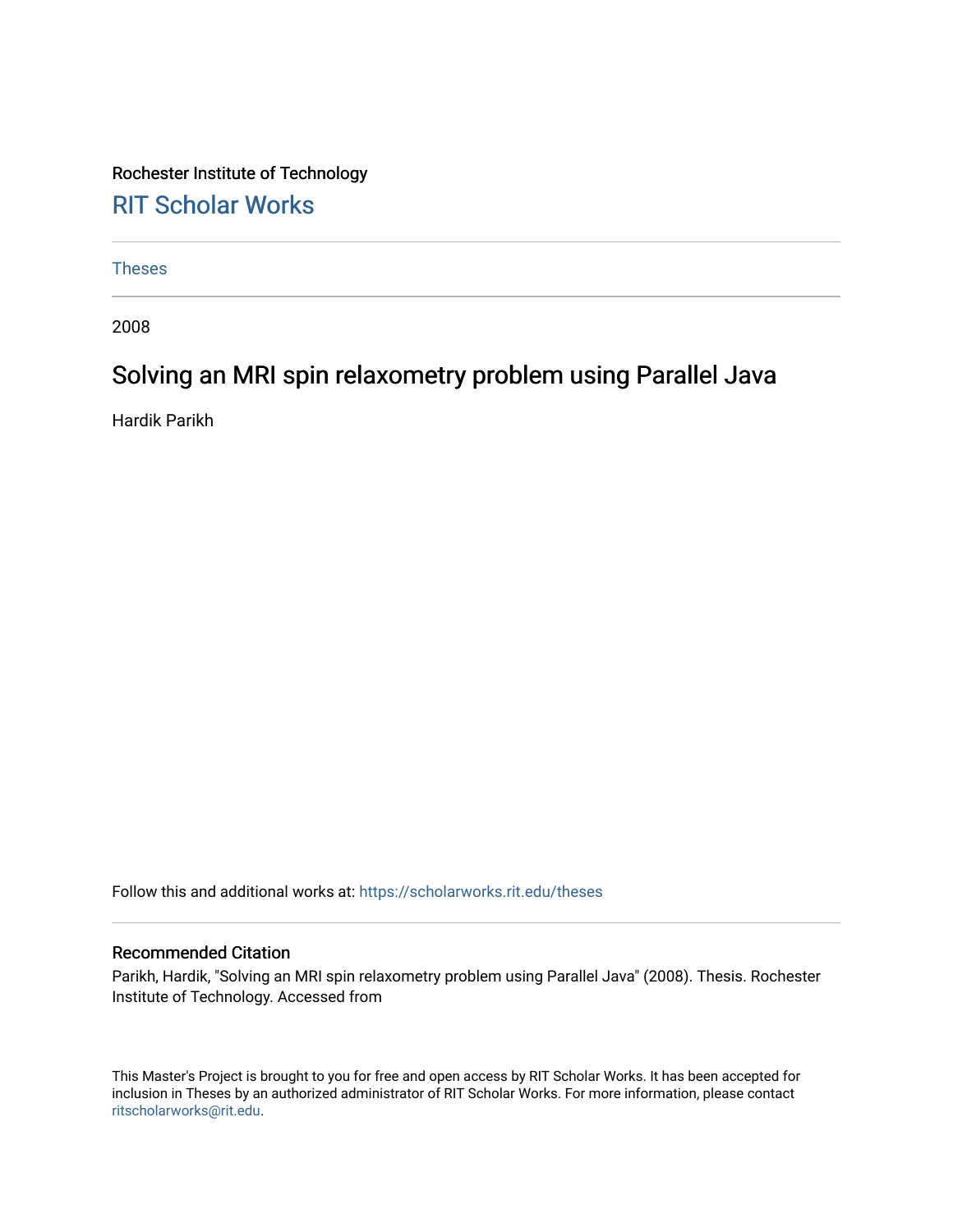Rochester Institute of Technology

RIT Scholar Works

Theses

2008

# Solving an MRI spin relaxometry problem using Parallel Java

Hardik Parikh

Follow this and additional works at: https://scholarworks.rit.edu/theses

### Recommended Citation

Parikh, Hardik, "Solving an MRI spin relaxometry problem using Parallel Java" (2008). Thesis. Rochester Institute of Technology. Accessed from

This Master's Project is brought to you for free and open access by RIT Scholar Works. It has been accepted for inclusion in Theses by an authorized administrator of RIT Scholar Works. For more information, please contact ritscholarworks@rit.edu.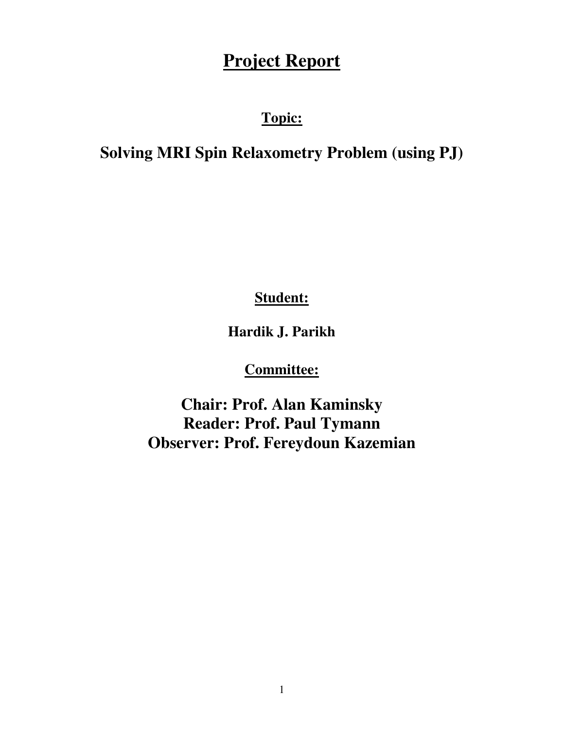# Project Report

## Topic:

## Solving MRI Spin Relaxometry Problem (using PJ)

**Student:**

**Hardik J. Parikh**

**Committee:**

**Chair: Prof. Alan Kaminsky**
**Reader: Prof. Paul Tymann**
**Observer: Prof. Fereydoun Kazemian**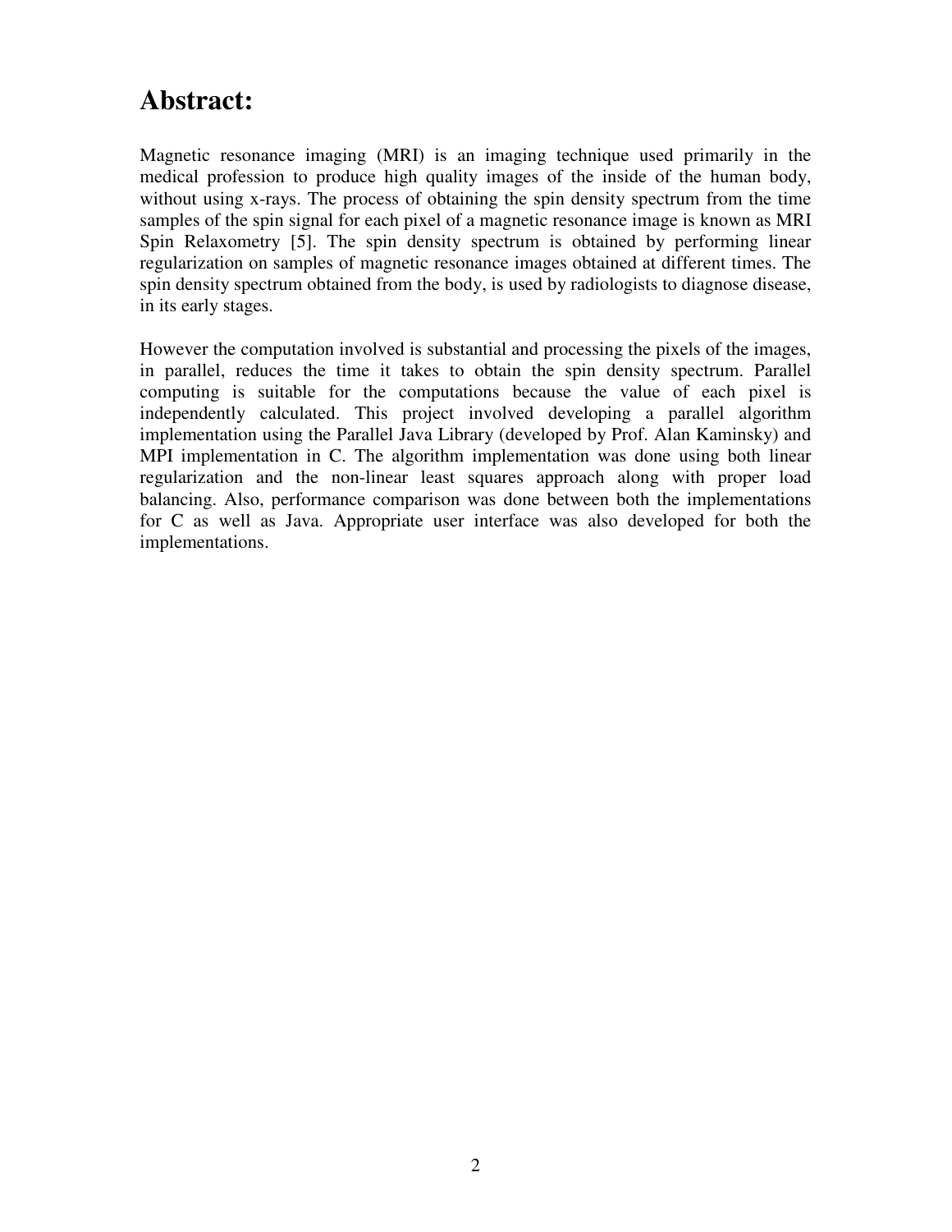# Abstract:

Magnetic resonance imaging (MRI) is an imaging technique used primarily in the medical profession to produce high quality images of the inside of the human body, without using x-rays. The process of obtaining the spin density spectrum from the time samples of the spin signal for each pixel of a magnetic resonance image is known as MRI Spin Relaxometry [5]. The spin density spectrum is obtained by performing linear regularization on samples of magnetic resonance images obtained at different times. The spin density spectrum obtained from the body, is used by radiologists to diagnose disease, in its early stages.

However the computation involved is substantial and processing the pixels of the images, in parallel, reduces the time it takes to obtain the spin density spectrum. Parallel computing is suitable for the computations because the value of each pixel is independently calculated. This project involved developing a parallel algorithm implementation using the Parallel Java Library (developed by Prof. Alan Kaminsky) and MPI implementation in C. The algorithm implementation was done using both linear regularization and the non-linear least squares approach along with proper load balancing. Also, performance comparison was done between both the implementations for C as well as Java. Appropriate user interface was also developed for both the implementations.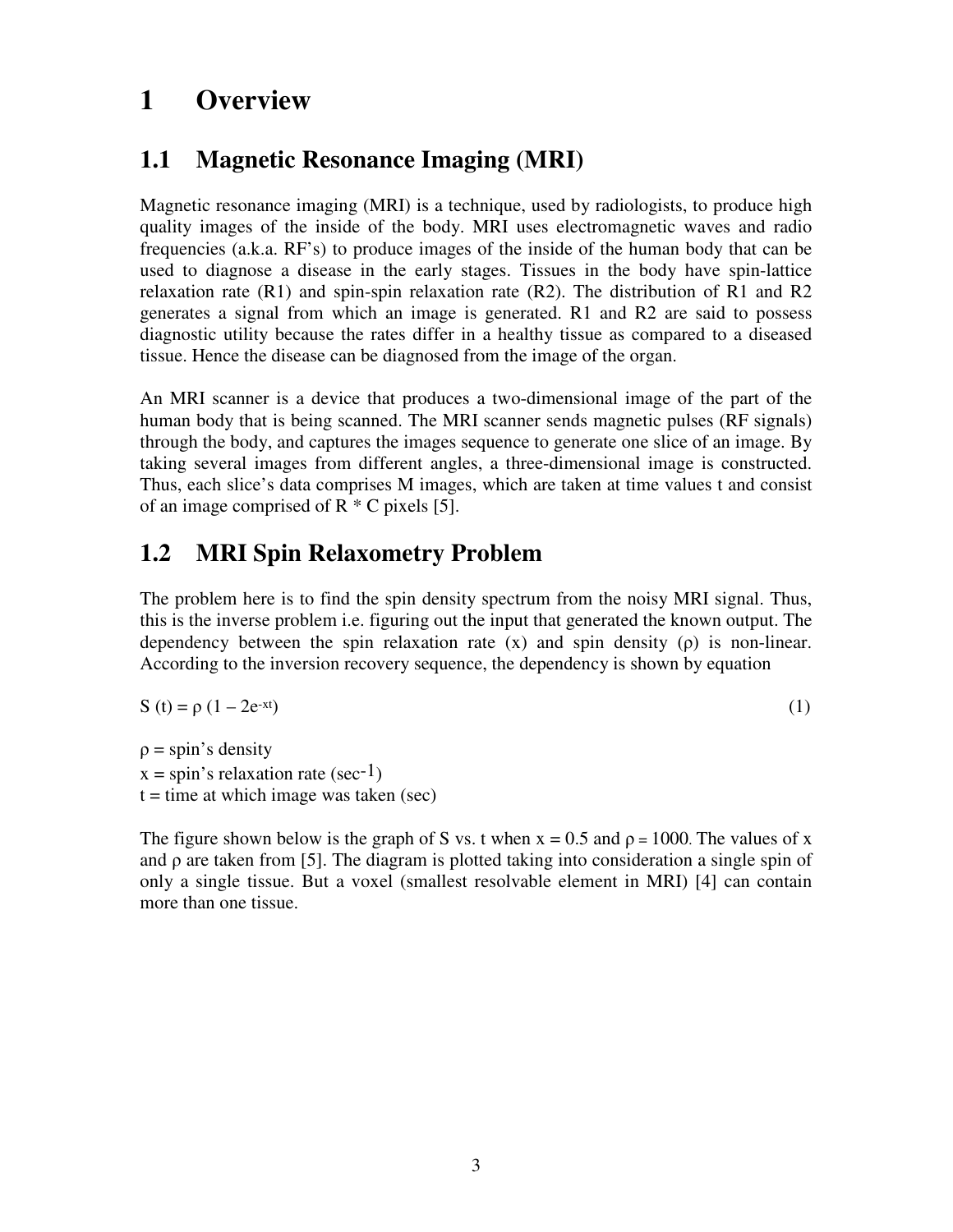# 1 Overview

## 1.1 Magnetic Resonance Imaging (MRI)

Magnetic resonance imaging (MRI) is a technique, used by radiologists, to produce high quality images of the inside of the body. MRI uses electromagnetic waves and radio frequencies (a.k.a. RF's) to produce images of the inside of the human body that can be used to diagnose a disease in the early stages. Tissues in the body have spin-lattice relaxation rate (R1) and spin-spin relaxation rate (R2). The distribution of R1 and R2 generates a signal from which an image is generated. R1 and R2 are said to possess diagnostic utility because the rates differ in a healthy tissue as compared to a diseased tissue. Hence the disease can be diagnosed from the image of the organ.

An MRI scanner is a device that produces a two-dimensional image of the part of the human body that is being scanned. The MRI scanner sends magnetic pulses (RF signals) through the body, and captures the images sequence to generate one slice of an image. By taking several images from different angles, a three-dimensional image is constructed. Thus, each slice's data comprises M images, which are taken at time values t and consist of an image comprised of R * C pixels [5].

## 1.2 MRI Spin Relaxometry Problem

The problem here is to find the spin density spectrum from the noisy MRI signal. Thus, this is the inverse problem i.e. figuring out the input that generated the known output. The dependency between the spin relaxation rate (x) and spin density (ρ) is non-linear. According to the inversion recovery sequence, the dependency is shown by equation

$$S(t) = \rho\,(1 - 2e^{-xt}) \qquad (1)$$

$\rho$ = spin's density
$x$ = spin's relaxation rate ($sec^{-1}$)
$t$ = time at which image was taken (sec)

The figure shown below is the graph of S vs. t when $x = 0.5$ and $\rho = 1000$. The values of x and ρ are taken from [5]. The diagram is plotted taking into consideration a single spin of only a single tissue. But a voxel (smallest resolvable element in MRI) [4] can contain more than one tissue.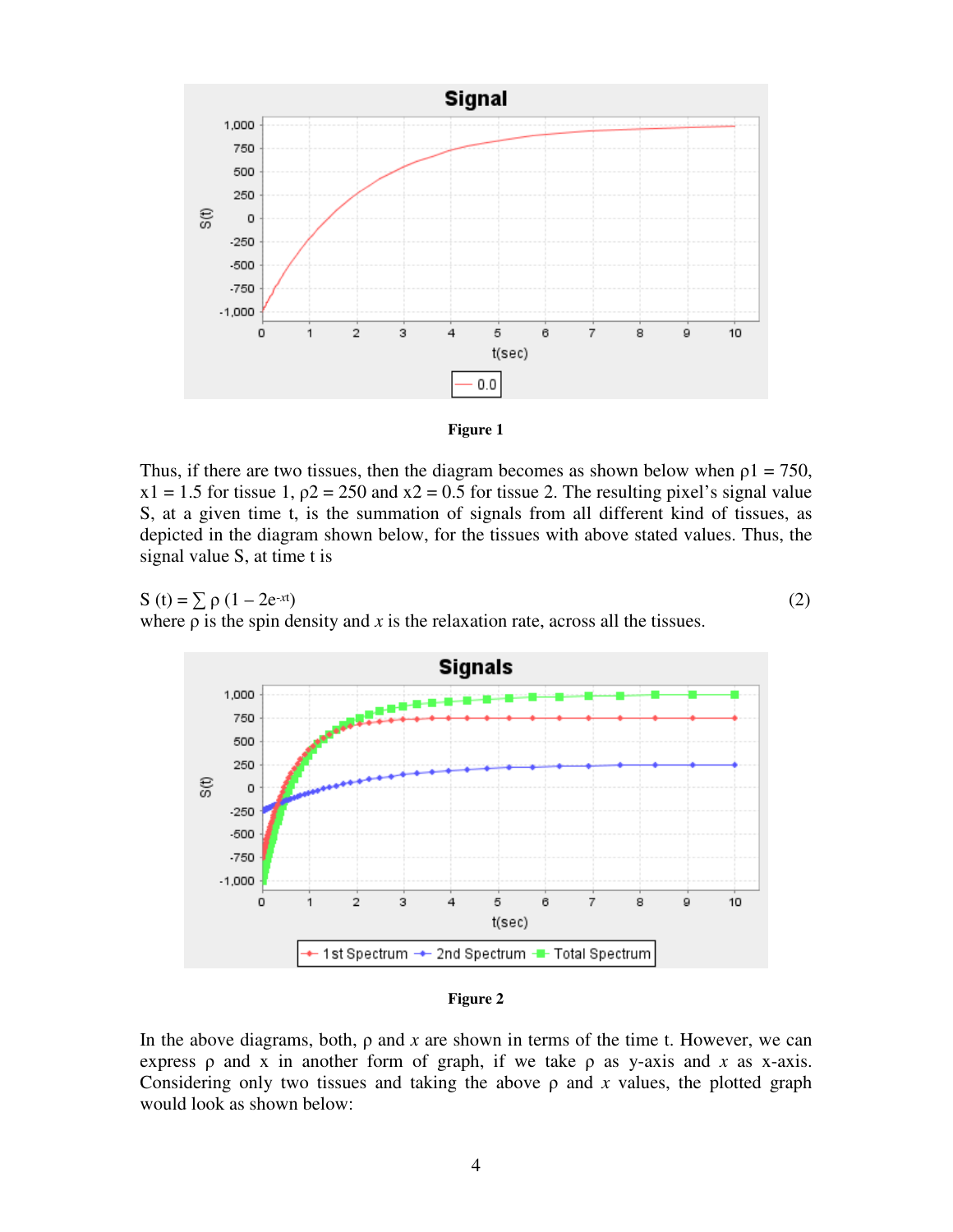Signal

1,000
750
500
250
0
-250
-500
-750
-1,000

S(t)

0 1 2 3 4 5 6 7 8 9 10

t(sec)

0.0

**Figure 1**

Thus, if there are two tissues, then the diagram becomes as shown below when ρ1 = 750, x1 = 1.5 for tissue 1, ρ2 = 250 and x2 = 0.5 for tissue 2. The resulting pixel's signal value S, at a given time t, is the summation of signals from all different kind of tissues, as depicted in the diagram shown below, for the tissues with above stated values. Thus, the signal value S, at time t is

$$S(t) = \sum \rho (1 - 2e^{-xt}) \tag{2}$$

where ρ is the spin density and $x$ is the relaxation rate, across all the tissues.

Signals

1,000
750
500
250
0
-250
-500
-750
-1,000

S(t)

0 1 2 3 4 5 6 7 8 9 10

t(sec)

1st Spectrum 2nd Spectrum Total Spectrum

**Figure 2**

In the above diagrams, both, ρ and $x$ are shown in terms of the time t. However, we can express ρ and x in another form of graph, if we take ρ as y-axis and $x$ as x-axis. Considering only two tissues and taking the above ρ and $x$ values, the plotted graph would look as shown below: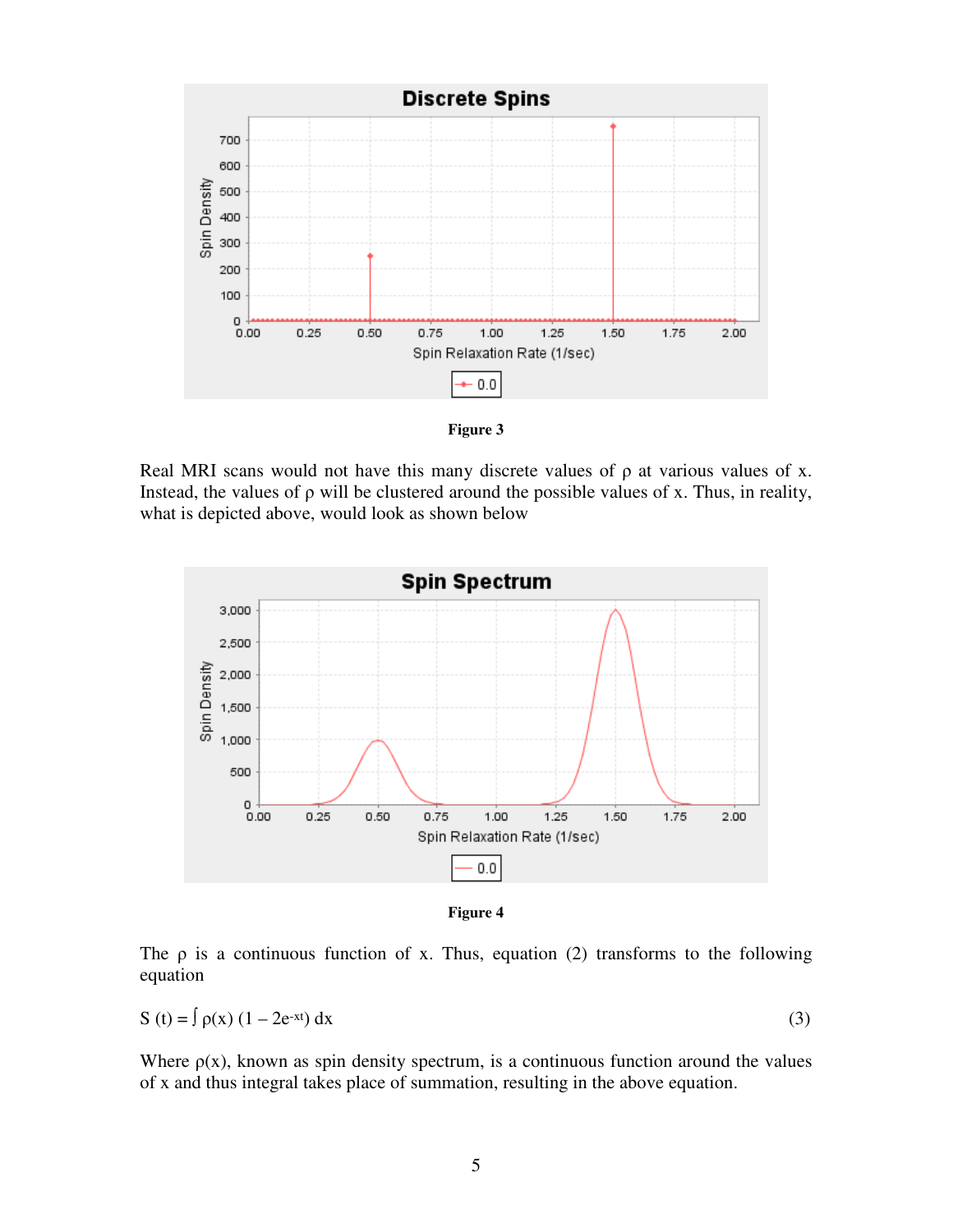**Figure 3**

Real MRI scans would not have this many discrete values of $\rho$ at various values of x. Instead, the values of $\rho$ will be clustered around the possible values of x. Thus, in reality, what is depicted above, would look as shown below

**Figure 4**

The $\rho$ is a continuous function of x. Thus, equation (2) transforms to the following equation

$$S(t) = \int \rho(x)\,(1 - 2e^{-xt})\,dx \qquad (3)$$

Where $\rho(x)$, known as spin density spectrum, is a continuous function around the values of x and thus integral takes place of summation, resulting in the above equation.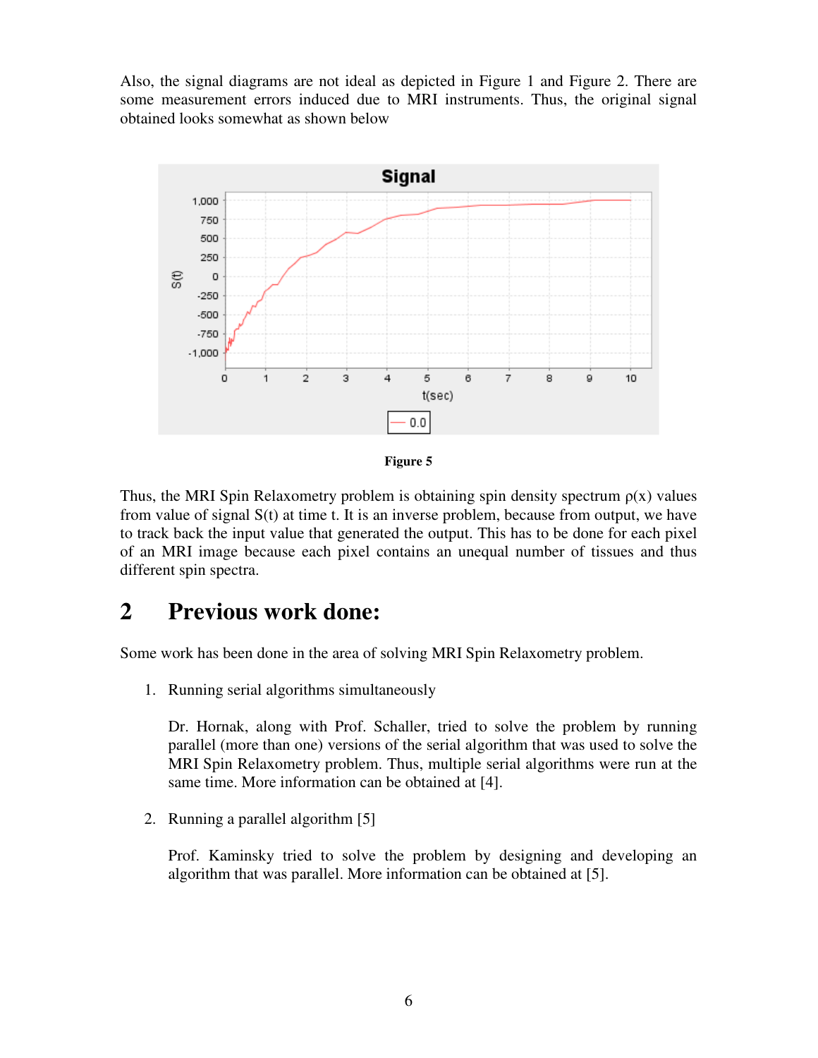Also, the signal diagrams are not ideal as depicted in Figure 1 and Figure 2. There are some measurement errors induced due to MRI instruments. Thus, the original signal obtained looks somewhat as shown below

Signal

S(t)

1,000
750
500
250
0
-250
-500
-750
-1,000

0 1 2 3 4 5 6 7 8 9 10

t(sec)

0.0

**Figure 5**

Thus, the MRI Spin Relaxometry problem is obtaining spin density spectrum ρ(x) values from value of signal S(t) at time t. It is an inverse problem, because from output, we have to track back the input value that generated the output. This has to be done for each pixel of an MRI image because each pixel contains an unequal number of tissues and thus different spin spectra.

# 2 Previous work done:

Some work has been done in the area of solving MRI Spin Relaxometry problem.

1. Running serial algorithms simultaneously

   Dr. Hornak, along with Prof. Schaller, tried to solve the problem by running parallel (more than one) versions of the serial algorithm that was used to solve the MRI Spin Relaxometry problem. Thus, multiple serial algorithms were run at the same time. More information can be obtained at [4].

2. Running a parallel algorithm [5]

   Prof. Kaminsky tried to solve the problem by designing and developing an algorithm that was parallel. More information can be obtained at [5].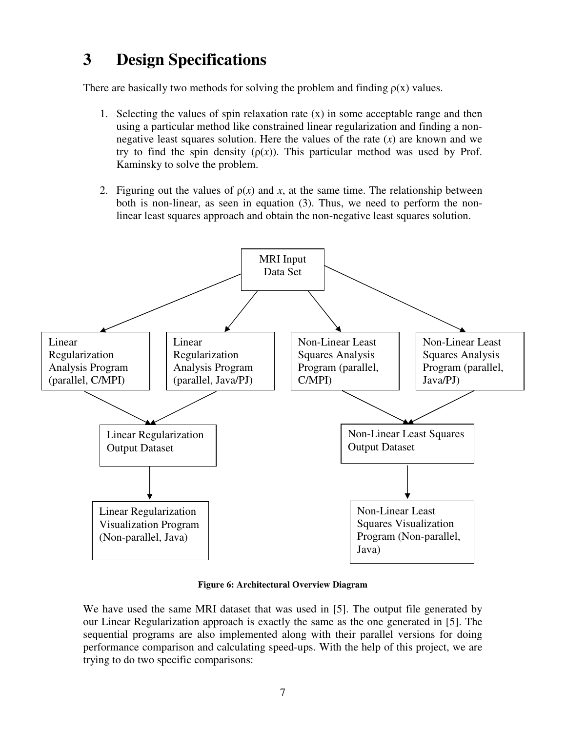# 3 Design Specifications

There are basically two methods for solving the problem and finding ρ(x) values.

1. Selecting the values of spin relaxation rate (x) in some acceptable range and then using a particular method like constrained linear regularization and finding a non-negative least squares solution. Here the values of the rate ($x$) are known and we try to find the spin density ($\rho(x)$). This particular method was used by Prof. Kaminsky to solve the problem.

2. Figuring out the values of $\rho(x)$ and $x$, at the same time. The relationship between both is non-linear, as seen in equation (3). Thus, we need to perform the non-linear least squares approach and obtain the non-negative least squares solution.

MRI Input Data Set

Linear Regularization Analysis Program (parallel, C/MPI)

Linear Regularization Analysis Program (parallel, Java/PJ)

Non-Linear Least Squares Analysis Program (parallel, C/MPI)

Non-Linear Least Squares Analysis Program (parallel, Java/PJ)

Linear Regularization Output Dataset

Non-Linear Least Squares Output Dataset

Linear Regularization Visualization Program (Non-parallel, Java)

Non-Linear Least Squares Visualization Program (Non-parallel, Java)

**Figure 6: Architectural Overview Diagram**

We have used the same MRI dataset that was used in [5]. The output file generated by our Linear Regularization approach is exactly the same as the one generated in [5]. The sequential programs are also implemented along with their parallel versions for doing performance comparison and calculating speed-ups. With the help of this project, we are trying to do two specific comparisons: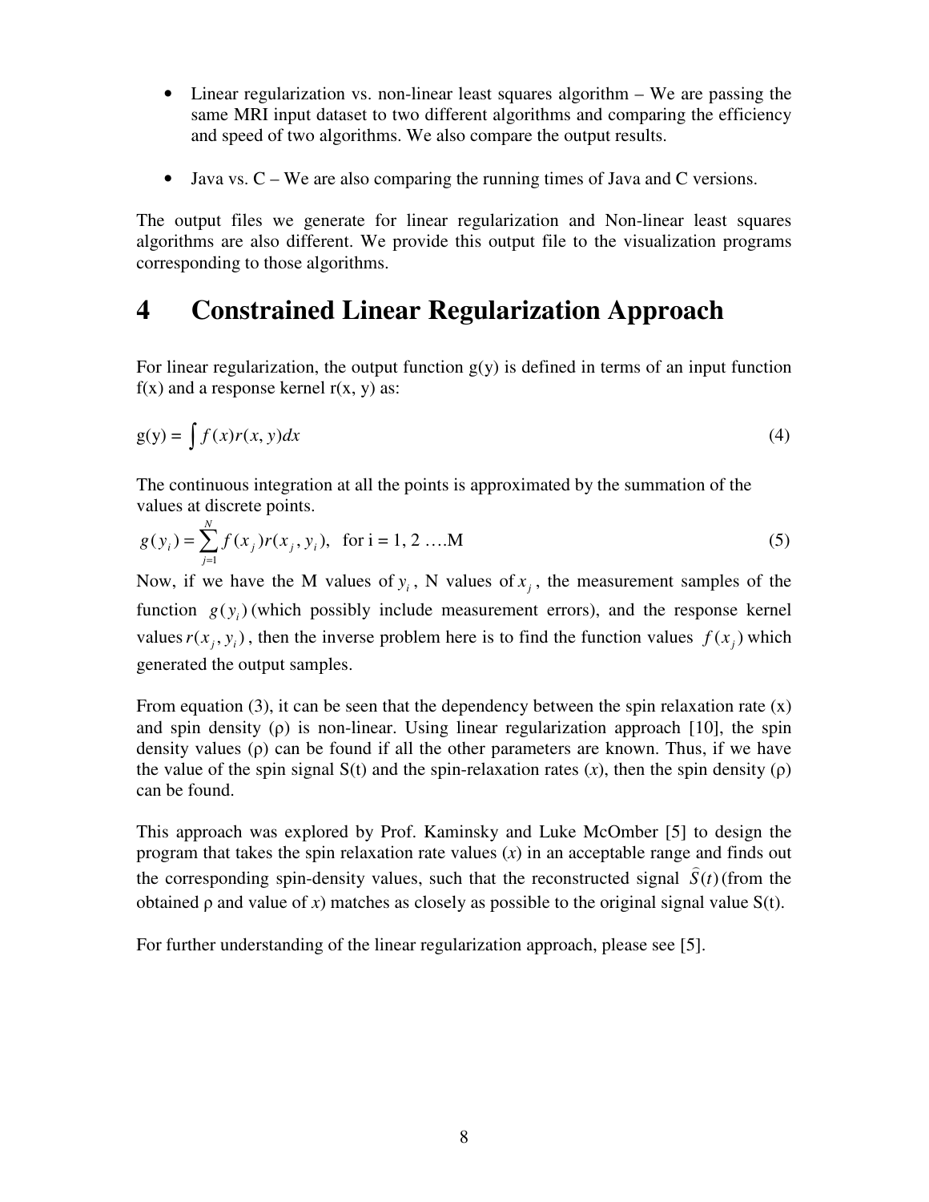- Linear regularization vs. non-linear least squares algorithm – We are passing the same MRI input dataset to two different algorithms and comparing the efficiency and speed of two algorithms. We also compare the output results.

- Java vs. C – We are also comparing the running times of Java and C versions.

The output files we generate for linear regularization and Non-linear least squares algorithms are also different. We provide this output file to the visualization programs corresponding to those algorithms.

# 4 Constrained Linear Regularization Approach

For linear regularization, the output function g(y) is defined in terms of an input function f(x) and a response kernel r(x, y) as:

$$g(y) = \int f(x) r(x, y) dx \tag{4}$$

The continuous integration at all the points is approximated by the summation of the values at discrete points.

$$g(y_i) = \sum_{j=1}^{N} f(x_j) r(x_j, y_i), \quad \text{for i = 1, 2 ….M} \tag{5}$$

Now, if we have the M values of $y_i$, N values of $x_j$, the measurement samples of the function $g(y_i)$ (which possibly include measurement errors), and the response kernel values $r(x_j, y_i)$, then the inverse problem here is to find the function values $f(x_j)$ which generated the output samples.

From equation (3), it can be seen that the dependency between the spin relaxation rate (x) and spin density (ρ) is non-linear. Using linear regularization approach [10], the spin density values (ρ) can be found if all the other parameters are known. Thus, if we have the value of the spin signal S(t) and the spin-relaxation rates (*x*), then the spin density (ρ) can be found.

This approach was explored by Prof. Kaminsky and Luke McOmber [5] to design the program that takes the spin relaxation rate values (*x*) in an acceptable range and finds out the corresponding spin-density values, such that the reconstructed signal $\widehat{S}(t)$ (from the obtained ρ and value of *x*) matches as closely as possible to the original signal value S(t).

For further understanding of the linear regularization approach, please see [5].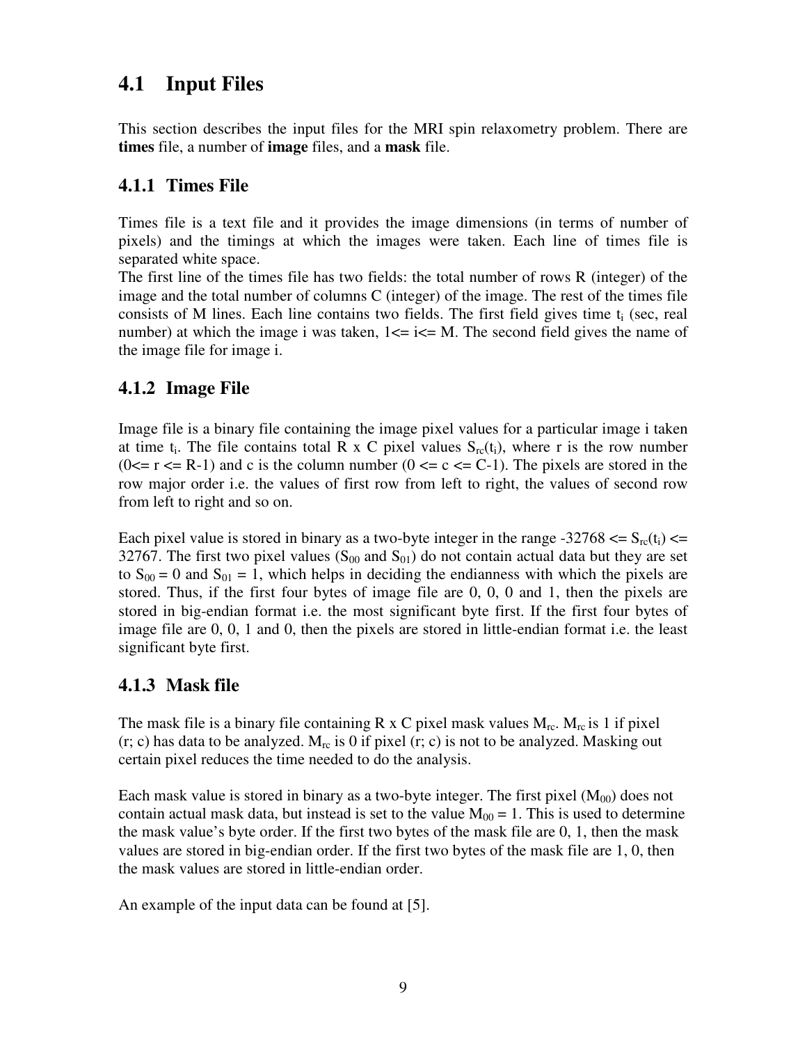## 4.1 Input Files

This section describes the input files for the MRI spin relaxometry problem. There are **times** file, a number of **image** files, and a **mask** file.

### 4.1.1 Times File

Times file is a text file and it provides the image dimensions (in terms of number of pixels) and the timings at which the images were taken. Each line of times file is separated white space.

The first line of the times file has two fields: the total number of rows R (integer) of the image and the total number of columns C (integer) of the image. The rest of the times file consists of M lines. Each line contains two fields. The first field gives time $t_i$ (sec, real number) at which the image i was taken, $1 <= i <= M$. The second field gives the name of the image file for image i.

### 4.1.2 Image File

Image file is a binary file containing the image pixel values for a particular image i taken at time $t_i$. The file contains total R x C pixel values $S_{rc}(t_i)$, where r is the row number ($0 <= r <= R-1$) and c is the column number ($0 <= c <= C-1$). The pixels are stored in the row major order i.e. the values of first row from left to right, the values of second row from left to right and so on.

Each pixel value is stored in binary as a two-byte integer in the range $-32768 <= S_{rc}(t_i) <= 32767$. The first two pixel values ($S_{00}$ and $S_{01}$) do not contain actual data but they are set to $S_{00} = 0$ and $S_{01} = 1$, which helps in deciding the endianness with which the pixels are stored. Thus, if the first four bytes of image file are 0, 0, 0 and 1, then the pixels are stored in big-endian format i.e. the most significant byte first. If the first four bytes of image file are 0, 0, 1 and 0, then the pixels are stored in little-endian format i.e. the least significant byte first.

### 4.1.3 Mask file

The mask file is a binary file containing R x C pixel mask values $M_{rc}$. $M_{rc}$ is 1 if pixel (r; c) has data to be analyzed. $M_{rc}$ is 0 if pixel (r; c) is not to be analyzed. Masking out certain pixel reduces the time needed to do the analysis.

Each mask value is stored in binary as a two-byte integer. The first pixel ($M_{00}$) does not contain actual mask data, but instead is set to the value $M_{00} = 1$. This is used to determine the mask value's byte order. If the first two bytes of the mask file are 0, 1, then the mask values are stored in big-endian order. If the first two bytes of the mask file are 1, 0, then the mask values are stored in little-endian order.

An example of the input data can be found at [5].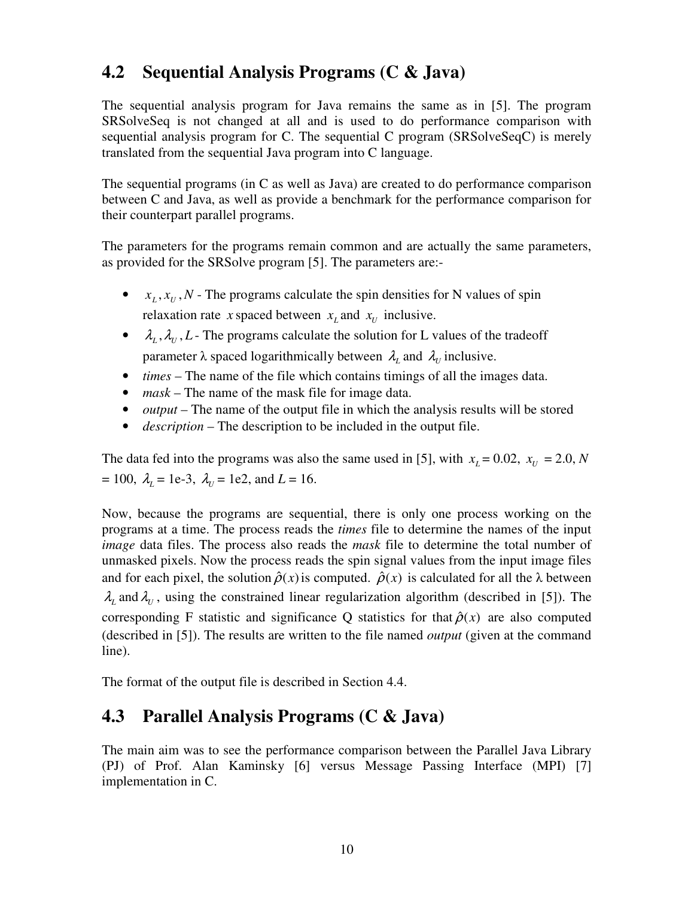## 4.2 Sequential Analysis Programs (C & Java)

The sequential analysis program for Java remains the same as in [5]. The program SRSolveSeq is not changed at all and is used to do performance comparison with sequential analysis program for C. The sequential C program (SRSolveSeqC) is merely translated from the sequential Java program into C language.

The sequential programs (in C as well as Java) are created to do performance comparison between C and Java, as well as provide a benchmark for the performance comparison for their counterpart parallel programs.

The parameters for the programs remain common and are actually the same parameters, as provided for the SRSolve program [5]. The parameters are:-

- $x_L, x_U, N$ - The programs calculate the spin densities for N values of spin relaxation rate $x$ spaced between $x_L$ and $x_U$ inclusive.
- $\lambda_L, \lambda_U, L$ - The programs calculate the solution for L values of the tradeoff parameter λ spaced logarithmically between $\lambda_L$ and $\lambda_U$ inclusive.
- *times* – The name of the file which contains timings of all the images data.
- *mask* – The name of the mask file for image data.
- *output* – The name of the output file in which the analysis results will be stored
- *description* – The description to be included in the output file.

The data fed into the programs was also the same used in [5], with $x_L = 0.02$, $x_U = 2.0$, $N = 100$, $\lambda_L$ = 1e-3, $\lambda_U$ = 1e2, and $L = 16$.

Now, because the programs are sequential, there is only one process working on the programs at a time. The process reads the *times* file to determine the names of the input *image* data files. The process also reads the *mask* file to determine the total number of unmasked pixels. Now the process reads the spin signal values from the input image files and for each pixel, the solution $\hat{\rho}(x)$ is computed. $\hat{\rho}(x)$ is calculated for all the λ between $\lambda_L$ and $\lambda_U$, using the constrained linear regularization algorithm (described in [5]). The corresponding F statistic and significance Q statistics for that $\hat{\rho}(x)$ are also computed (described in [5]). The results are written to the file named *output* (given at the command line).

The format of the output file is described in Section 4.4.

## 4.3 Parallel Analysis Programs (C & Java)

The main aim was to see the performance comparison between the Parallel Java Library (PJ) of Prof. Alan Kaminsky [6] versus Message Passing Interface (MPI) [7] implementation in C.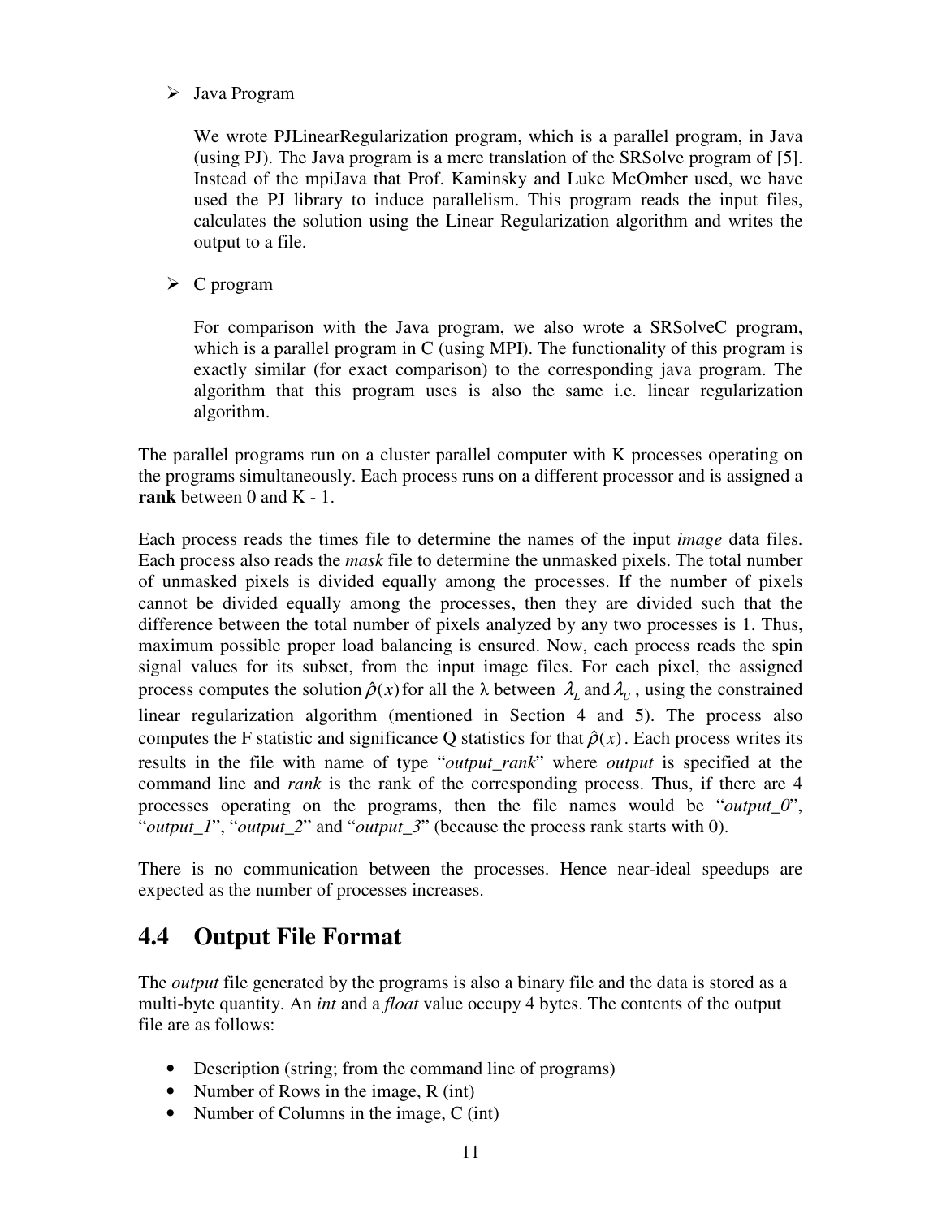- Java Program

  We wrote PJLinearRegularization program, which is a parallel program, in Java (using PJ). The Java program is a mere translation of the SRSolve program of [5]. Instead of the mpiJava that Prof. Kaminsky and Luke McOmber used, we have used the PJ library to induce parallelism. This program reads the input files, calculates the solution using the Linear Regularization algorithm and writes the output to a file.

- C program

  For comparison with the Java program, we also wrote a SRSolveC program, which is a parallel program in C (using MPI). The functionality of this program is exactly similar (for exact comparison) to the corresponding java program. The algorithm that this program uses is also the same i.e. linear regularization algorithm.

The parallel programs run on a cluster parallel computer with K processes operating on the programs simultaneously. Each process runs on a different processor and is assigned a **rank** between 0 and K - 1.

Each process reads the times file to determine the names of the input *image* data files. Each process also reads the *mask* file to determine the unmasked pixels. The total number of unmasked pixels is divided equally among the processes. If the number of pixels cannot be divided equally among the processes, then they are divided such that the difference between the total number of pixels analyzed by any two processes is 1. Thus, maximum possible proper load balancing is ensured. Now, each process reads the spin signal values for its subset, from the input image files. For each pixel, the assigned process computes the solution $\hat{\rho}(x)$ for all the $\lambda$ between $\lambda_L$ and $\lambda_U$, using the constrained linear regularization algorithm (mentioned in Section 4 and 5). The process also computes the F statistic and significance Q statistics for that $\hat{\rho}(x)$. Each process writes its results in the file with name of type "*output_rank*" where *output* is specified at the command line and *rank* is the rank of the corresponding process. Thus, if there are 4 processes operating on the programs, then the file names would be "*output_0*", "*output_1*", "*output_2*" and "*output_3*" (because the process rank starts with 0).

There is no communication between the processes. Hence near-ideal speedups are expected as the number of processes increases.

## 4.4 Output File Format

The *output* file generated by the programs is also a binary file and the data is stored as a multi-byte quantity. An *int* and a *float* value occupy 4 bytes. The contents of the output file are as follows:

- Description (string; from the command line of programs)
- Number of Rows in the image, R (int)
- Number of Columns in the image, C (int)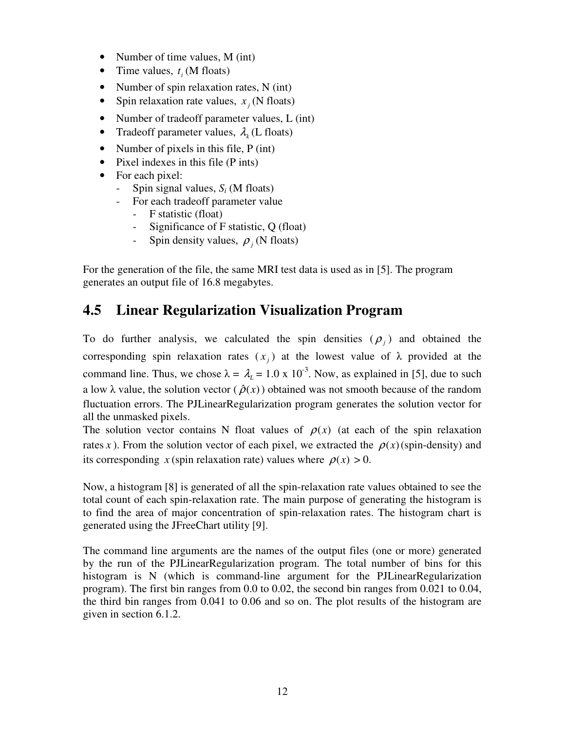- Number of time values, M (int)
- Time values, $t_i$ (M floats)
- Number of spin relaxation rates, N (int)
- Spin relaxation rate values, $x_j$ (N floats)
- Number of tradeoff parameter values, L (int)
- Tradeoff parameter values, $\lambda_k$ (L floats)
- Number of pixels in this file, P (int)
- Pixel indexes in this file (P ints)
- For each pixel:
  - Spin signal values, $S_i$ (M floats)
  - For each tradeoff parameter value
    - F statistic (float)
    - Significance of F statistic, Q (float)
    - Spin density values, $\rho_j$ (N floats)

For the generation of the file, the same MRI test data is used as in [5]. The program generates an output file of 16.8 megabytes.

## 4.5 Linear Regularization Visualization Program

To do further analysis, we calculated the spin densities ($\rho_j$) and obtained the corresponding spin relaxation rates ($x_j$) at the lowest value of λ provided at the command line. Thus, we chose $\lambda = \lambda_L = 1.0 \times 10^{-3}$. Now, as explained in [5], due to such a low λ value, the solution vector ($\hat{\rho}(x)$) obtained was not smooth because of the random fluctuation errors. The PJLinearRegularization program generates the solution vector for all the unmasked pixels.

The solution vector contains N float values of $\rho(x)$ (at each of the spin relaxation rates $x$). From the solution vector of each pixel, we extracted the $\rho(x)$ (spin-density) and its corresponding $x$ (spin relaxation rate) values where $\rho(x) > 0$.

Now, a histogram [8] is generated of all the spin-relaxation rate values obtained to see the total count of each spin-relaxation rate. The main purpose of generating the histogram is to find the area of major concentration of spin-relaxation rates. The histogram chart is generated using the JFreeChart utility [9].

The command line arguments are the names of the output files (one or more) generated by the run of the PJLinearRegularization program. The total number of bins for this histogram is N (which is command-line argument for the PJLinearRegularization program). The first bin ranges from 0.0 to 0.02, the second bin ranges from 0.021 to 0.04, the third bin ranges from 0.041 to 0.06 and so on. The plot results of the histogram are given in section 6.1.2.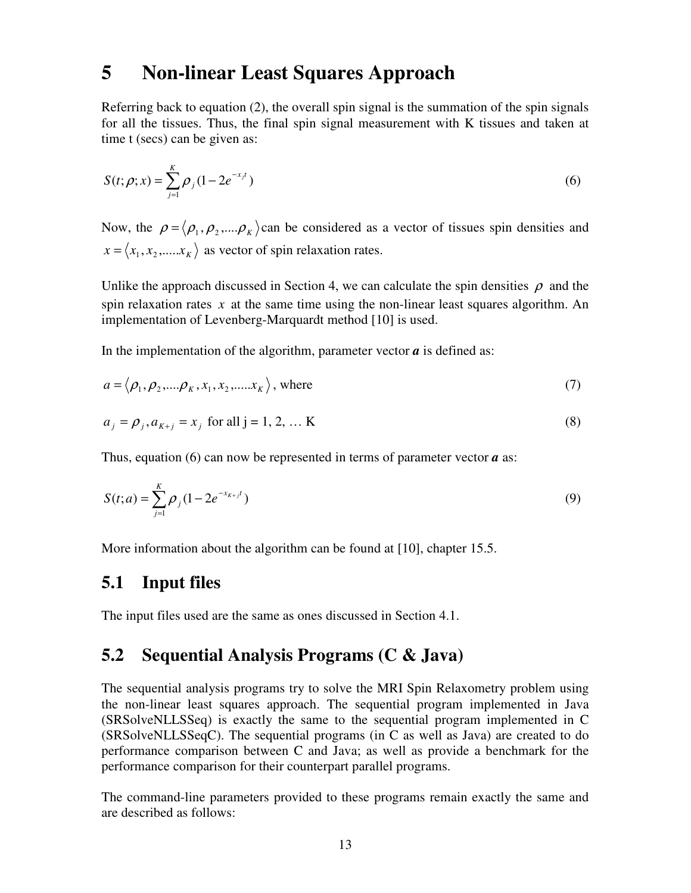# 5 Non-linear Least Squares Approach

Referring back to equation (2), the overall spin signal is the summation of the spin signals for all the tissues. Thus, the final spin signal measurement with K tissues and taken at time t (secs) can be given as:

$$S(t;\rho;x) = \sum_{j=1}^{K} \rho_j (1 - 2e^{-x_j t}) \tag{6}$$

Now, the $\rho = \langle \rho_1, \rho_2, .... \rho_K \rangle$ can be considered as a vector of tissues spin densities and $x = \langle x_1, x_2, ..... x_K \rangle$ as vector of spin relaxation rates.

Unlike the approach discussed in Section 4, we can calculate the spin densities $\rho$ and the spin relaxation rates $x$ at the same time using the non-linear least squares algorithm. An implementation of Levenberg-Marquardt method [10] is used.

In the implementation of the algorithm, parameter vector ***a*** is defined as:

$$a = \langle \rho_1, \rho_2, .... \rho_K, x_1, x_2, ..... x_K \rangle \text{, where} \tag{7}$$

$$a_j = \rho_j, a_{K+j} = x_j \text{ for all j = 1, 2, … K} \tag{8}$$

Thus, equation (6) can now be represented in terms of parameter vector ***a*** as:

$$S(t;a) = \sum_{j=1}^{K} \rho_j (1 - 2e^{-x_{K+j} t}) \tag{9}$$

More information about the algorithm can be found at [10], chapter 15.5.

## 5.1 Input files

The input files used are the same as ones discussed in Section 4.1.

## 5.2 Sequential Analysis Programs (C & Java)

The sequential analysis programs try to solve the MRI Spin Relaxometry problem using the non-linear least squares approach. The sequential program implemented in Java (SRSolveNLLSSeq) is exactly the same to the sequential program implemented in C (SRSolveNLLSSeqC). The sequential programs (in C as well as Java) are created to do performance comparison between C and Java; as well as provide a benchmark for the performance comparison for their counterpart parallel programs.

The command-line parameters provided to these programs remain exactly the same and are described as follows: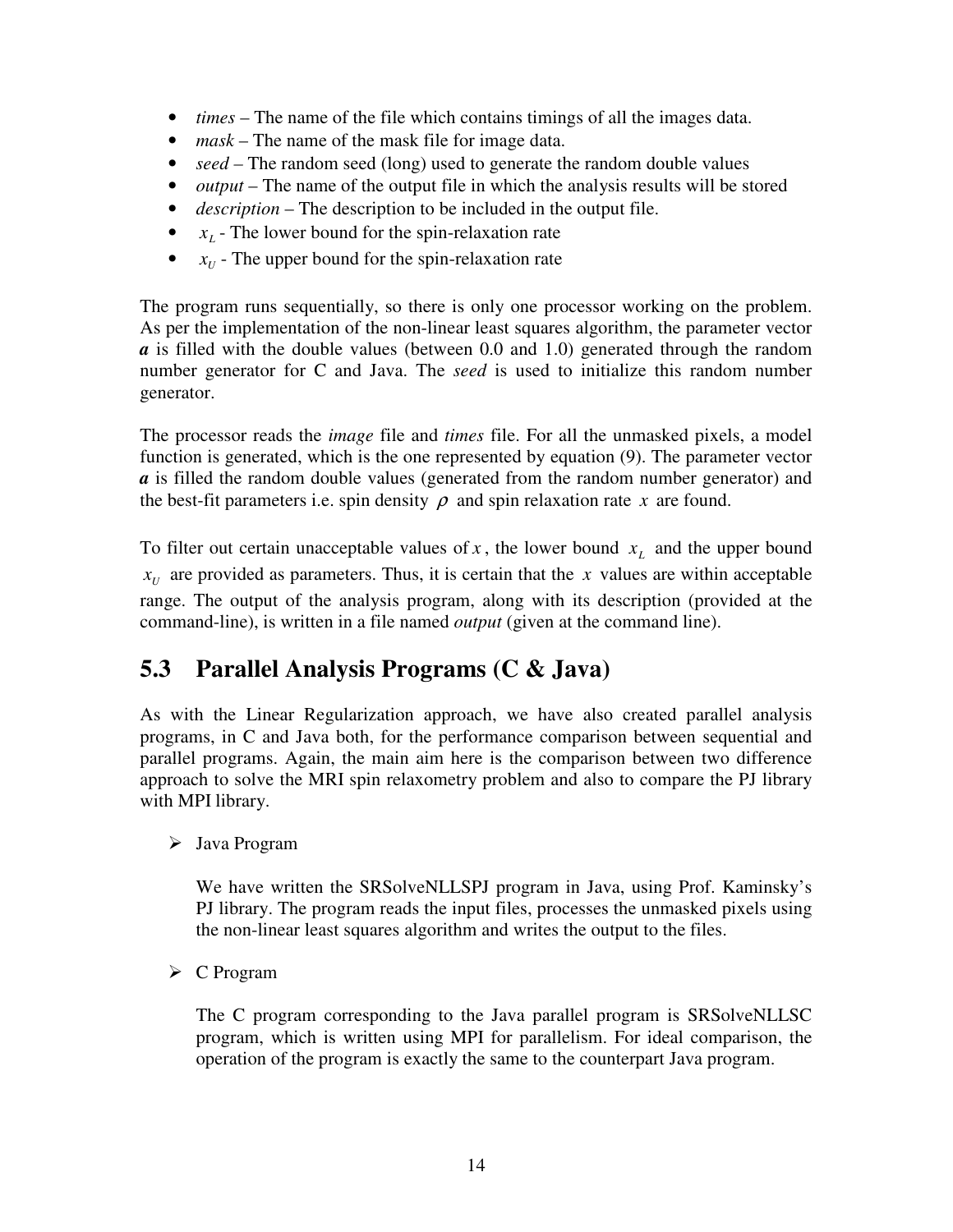- *times* – The name of the file which contains timings of all the images data.
- *mask* – The name of the mask file for image data.
- *seed* – The random seed (long) used to generate the random double values
- *output* – The name of the output file in which the analysis results will be stored
- *description* – The description to be included in the output file.
- $x_L$ - The lower bound for the spin-relaxation rate
- $x_U$ - The upper bound for the spin-relaxation rate

The program runs sequentially, so there is only one processor working on the problem. As per the implementation of the non-linear least squares algorithm, the parameter vector ***a*** is filled with the double values (between 0.0 and 1.0) generated through the random number generator for C and Java. The *seed* is used to initialize this random number generator.

The processor reads the *image* file and *times* file. For all the unmasked pixels, a model function is generated, which is the one represented by equation (9). The parameter vector ***a*** is filled the random double values (generated from the random number generator) and the best-fit parameters i.e. spin density $\rho$ and spin relaxation rate $x$ are found.

To filter out certain unacceptable values of $x$, the lower bound $x_L$ and the upper bound $x_U$ are provided as parameters. Thus, it is certain that the $x$ values are within acceptable range. The output of the analysis program, along with its description (provided at the command-line), is written in a file named *output* (given at the command line).

## 5.3 Parallel Analysis Programs (C & Java)

As with the Linear Regularization approach, we have also created parallel analysis programs, in C and Java both, for the performance comparison between sequential and parallel programs. Again, the main aim here is the comparison between two difference approach to solve the MRI spin relaxometry problem and also to compare the PJ library with MPI library.

- Java Program

  We have written the SRSolveNLLSPJ program in Java, using Prof. Kaminsky's PJ library. The program reads the input files, processes the unmasked pixels using the non-linear least squares algorithm and writes the output to the files.

- C Program

  The C program corresponding to the Java parallel program is SRSolveNLLSC program, which is written using MPI for parallelism. For ideal comparison, the operation of the program is exactly the same to the counterpart Java program.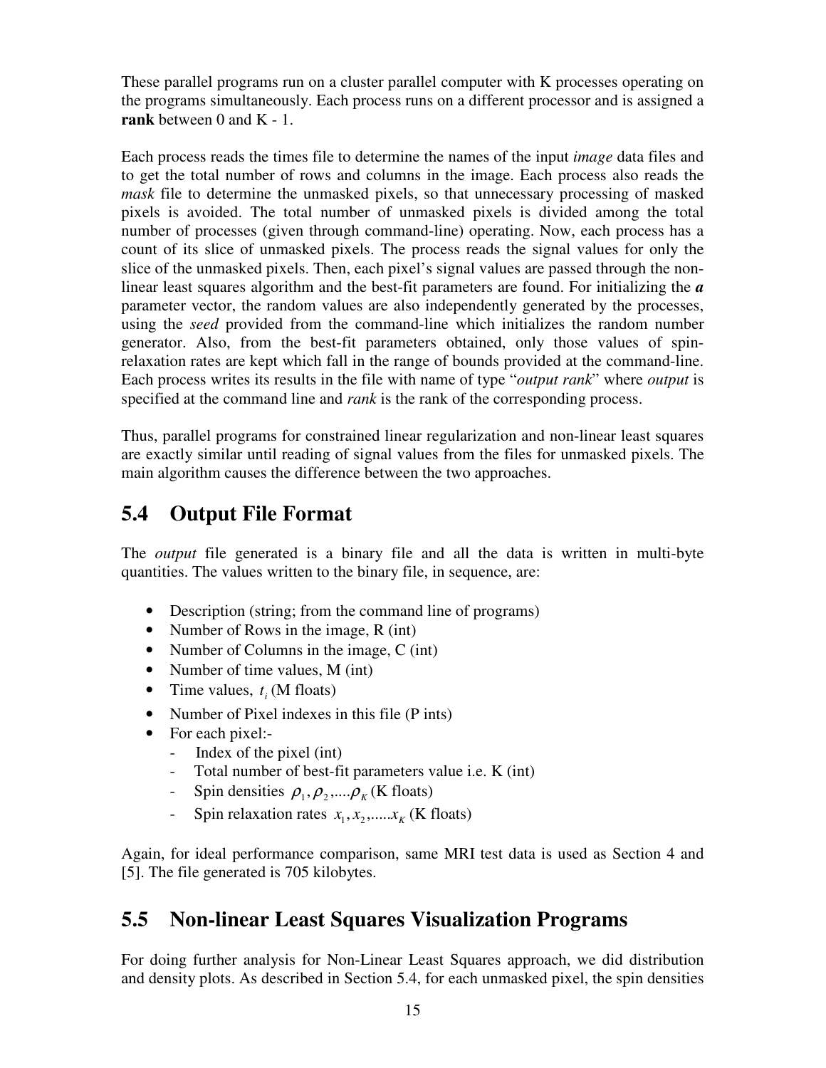These parallel programs run on a cluster parallel computer with K processes operating on the programs simultaneously. Each process runs on a different processor and is assigned a **rank** between 0 and K - 1.

Each process reads the times file to determine the names of the input *image* data files and to get the total number of rows and columns in the image. Each process also reads the *mask* file to determine the unmasked pixels, so that unnecessary processing of masked pixels is avoided. The total number of unmasked pixels is divided among the total number of processes (given through command-line) operating. Now, each process has a count of its slice of unmasked pixels. The process reads the signal values for only the slice of the unmasked pixels. Then, each pixel's signal values are passed through the non-linear least squares algorithm and the best-fit parameters are found. For initializing the ***a*** parameter vector, the random values are also independently generated by the processes, using the *seed* provided from the command-line which initializes the random number generator. Also, from the best-fit parameters obtained, only those values of spin-relaxation rates are kept which fall in the range of bounds provided at the command-line. Each process writes its results in the file with name of type "*output rank*" where *output* is specified at the command line and *rank* is the rank of the corresponding process.

Thus, parallel programs for constrained linear regularization and non-linear least squares are exactly similar until reading of signal values from the files for unmasked pixels. The main algorithm causes the difference between the two approaches.

## 5.4 Output File Format

The *output* file generated is a binary file and all the data is written in multi-byte quantities. The values written to the binary file, in sequence, are:

- Description (string; from the command line of programs)
- Number of Rows in the image, R (int)
- Number of Columns in the image, C (int)
- Number of time values, M (int)
- Time values, $t_i$ (M floats)
- Number of Pixel indexes in this file (P ints)
- For each pixel:-
  - Index of the pixel (int)
  - Total number of best-fit parameters value i.e. K (int)
  - Spin densities $\rho_1, \rho_2, \ldots \rho_K$ (K floats)
  - Spin relaxation rates $x_1, x_2, \ldots x_K$ (K floats)

Again, for ideal performance comparison, same MRI test data is used as Section 4 and [5]. The file generated is 705 kilobytes.

## 5.5 Non-linear Least Squares Visualization Programs

For doing further analysis for Non-Linear Least Squares approach, we did distribution and density plots. As described in Section 5.4, for each unmasked pixel, the spin densities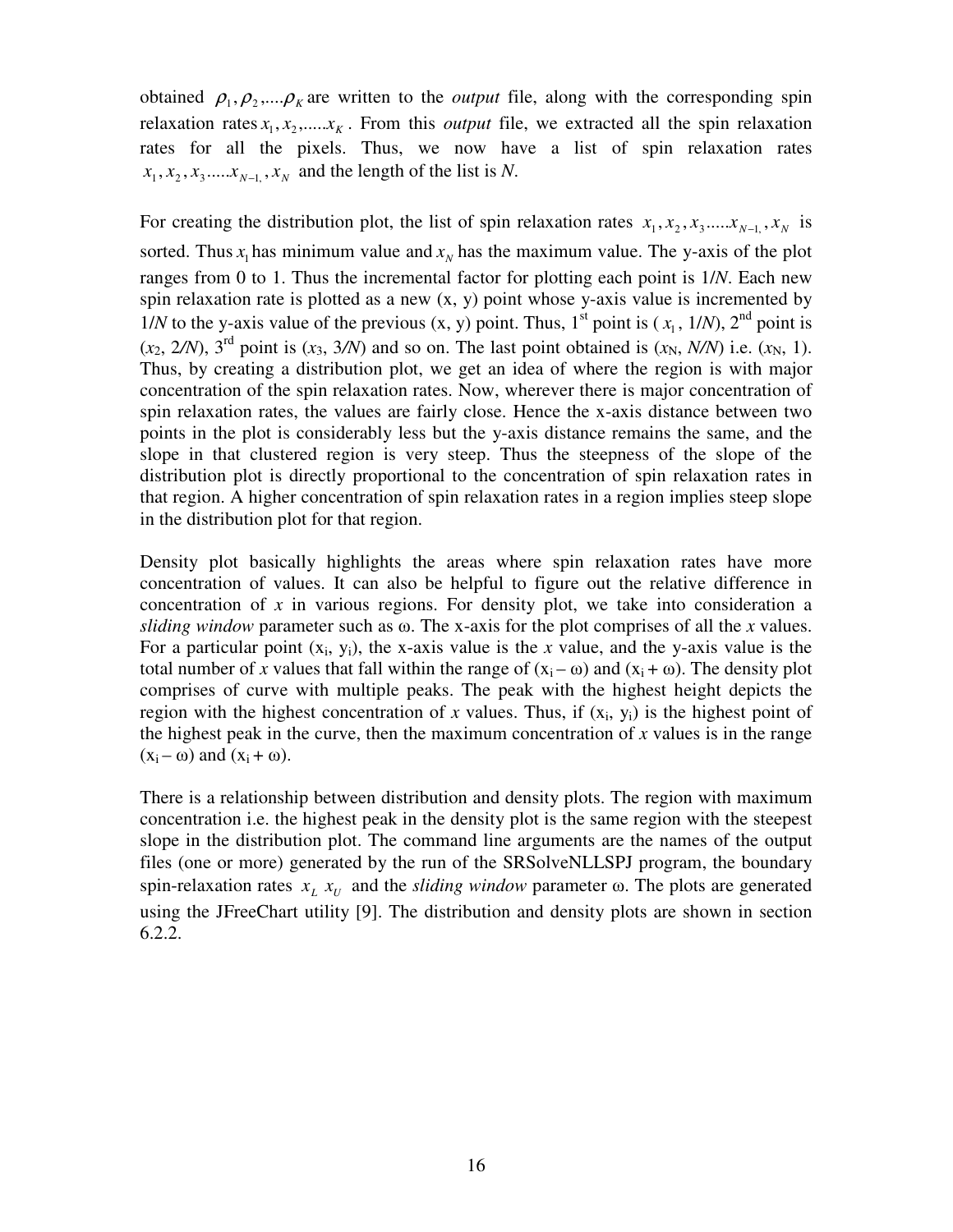obtained $\rho_1, \rho_2, .... \rho_K$ are written to the *output* file, along with the corresponding spin relaxation rates $x_1, x_2, ..... x_K$. From this *output* file, we extracted all the spin relaxation rates for all the pixels. Thus, we now have a list of spin relaxation rates $x_1, x_2, x_3 ..... x_{N-1}, x_N$ and the length of the list is *N*.

For creating the distribution plot, the list of spin relaxation rates $x_1, x_2, x_3 ..... x_{N-1}, x_N$ is sorted. Thus $x_1$ has minimum value and $x_N$ has the maximum value. The y-axis of the plot ranges from 0 to 1. Thus the incremental factor for plotting each point is 1/*N*. Each new spin relaxation rate is plotted as a new (x, y) point whose y-axis value is incremented by 1/*N* to the y-axis value of the previous (x, y) point. Thus, 1st point is ($x_1$, 1/*N*), 2nd point is ($x_2$, 2/*N*), 3rd point is ($x_3$, 3/*N*) and so on. The last point obtained is ($x_N$, *N/N*) i.e. ($x_N$, 1). Thus, by creating a distribution plot, we get an idea of where the region is with major concentration of the spin relaxation rates. Now, wherever there is major concentration of spin relaxation rates, the values are fairly close. Hence the x-axis distance between two points in the plot is considerably less but the y-axis distance remains the same, and the slope in that clustered region is very steep. Thus the steepness of the slope of the distribution plot is directly proportional to the concentration of spin relaxation rates in that region. A higher concentration of spin relaxation rates in a region implies steep slope in the distribution plot for that region.

Density plot basically highlights the areas where spin relaxation rates have more concentration of values. It can also be helpful to figure out the relative difference in concentration of *x* in various regions. For density plot, we take into consideration a *sliding window* parameter such as ω. The x-axis for the plot comprises of all the *x* values. For a particular point ($x_i$, $y_i$), the x-axis value is the *x* value, and the y-axis value is the total number of *x* values that fall within the range of ($x_i - \omega$) and ($x_i + \omega$). The density plot comprises of curve with multiple peaks. The peak with the highest height depicts the region with the highest concentration of *x* values. Thus, if ($x_i$, $y_i$) is the highest point of the highest peak in the curve, then the maximum concentration of *x* values is in the range ($x_i - \omega$) and ($x_i + \omega$).

There is a relationship between distribution and density plots. The region with maximum concentration i.e. the highest peak in the density plot is the same region with the steepest slope in the distribution plot. The command line arguments are the names of the output files (one or more) generated by the run of the SRSolveNLLSPJ program, the boundary spin-relaxation rates $x_L$ $x_U$ and the *sliding window* parameter ω. The plots are generated using the JFreeChart utility [9]. The distribution and density plots are shown in section 6.2.2.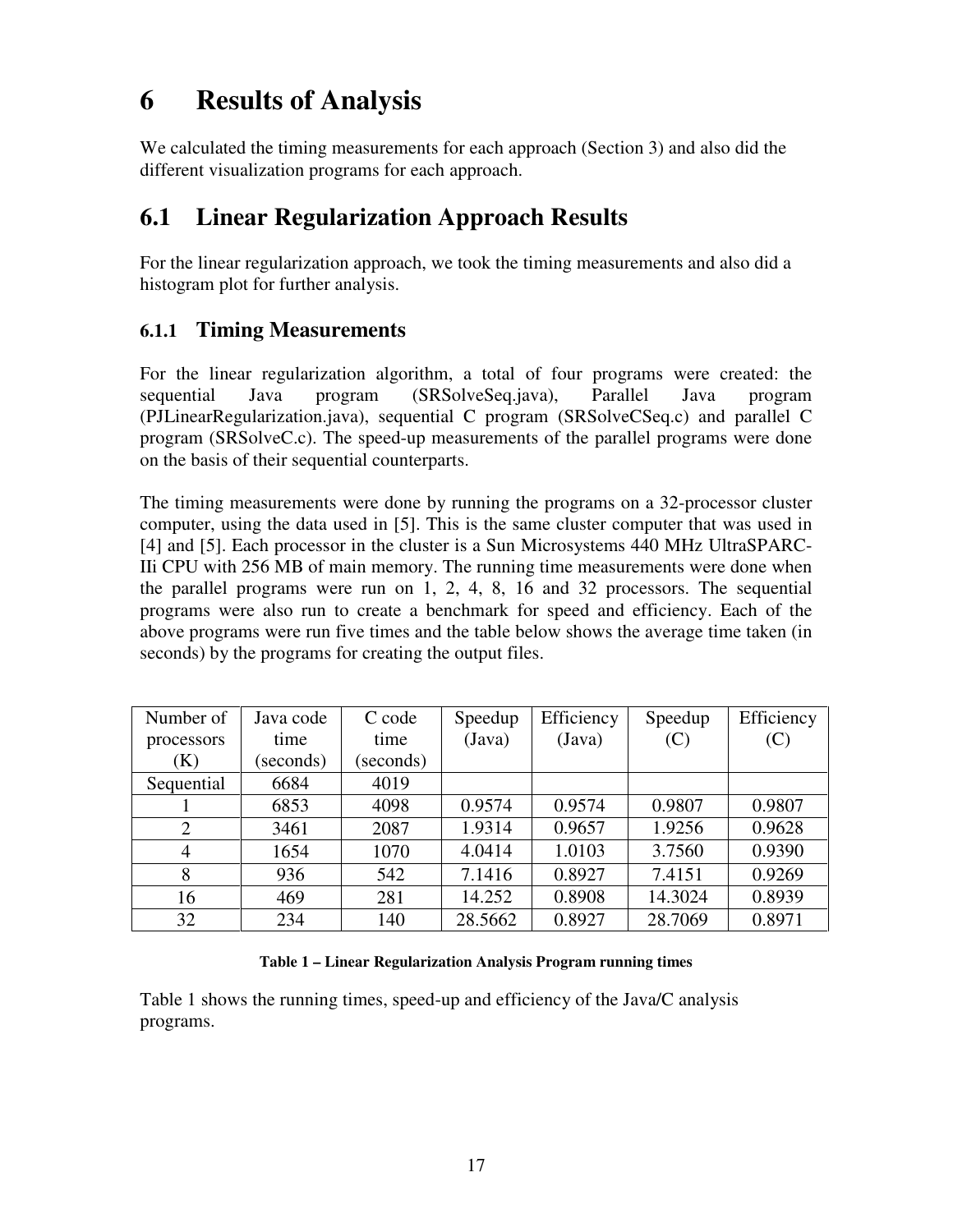# 6 Results of Analysis

We calculated the timing measurements for each approach (Section 3) and also did the different visualization programs for each approach.

## 6.1 Linear Regularization Approach Results

For the linear regularization approach, we took the timing measurements and also did a histogram plot for further analysis.

### 6.1.1 Timing Measurements

For the linear regularization algorithm, a total of four programs were created: the sequential Java program (SRSolveSeq.java), Parallel Java program (PJLinearRegularization.java), sequential C program (SRSolveCSeq.c) and parallel C program (SRSolveC.c). The speed-up measurements of the parallel programs were done on the basis of their sequential counterparts.

The timing measurements were done by running the programs on a 32-processor cluster computer, using the data used in [5]. This is the same cluster computer that was used in [4] and [5]. Each processor in the cluster is a Sun Microsystems 440 MHz UltraSPARC-IIi CPU with 256 MB of main memory. The running time measurements were done when the parallel programs were run on 1, 2, 4, 8, 16 and 32 processors. The sequential programs were also run to create a benchmark for speed and efficiency. Each of the above programs were run five times and the table below shows the average time taken (in seconds) by the programs for creating the output files.

| Number of processors (K) | Java code time (seconds) | C code time (seconds) | Speedup (Java) | Efficiency (Java) | Speedup (C) | Efficiency (C) |
|---|---|---|---|---|---|---|
| Sequential | 6684 | 4019 | | | | |
| 1 | 6853 | 4098 | 0.9574 | 0.9574 | 0.9807 | 0.9807 |
| 2 | 3461 | 2087 | 1.9314 | 0.9657 | 1.9256 | 0.9628 |
| 4 | 1654 | 1070 | 4.0414 | 1.0103 | 3.7560 | 0.9390 |
| 8 | 936 | 542 | 7.1416 | 0.8927 | 7.4151 | 0.9269 |
| 16 | 469 | 281 | 14.252 | 0.8908 | 14.3024 | 0.8939 |
| 32 | 234 | 140 | 28.5662 | 0.8927 | 28.7069 | 0.8971 |

**Table 1 – Linear Regularization Analysis Program running times**

Table 1 shows the running times, speed-up and efficiency of the Java/C analysis programs.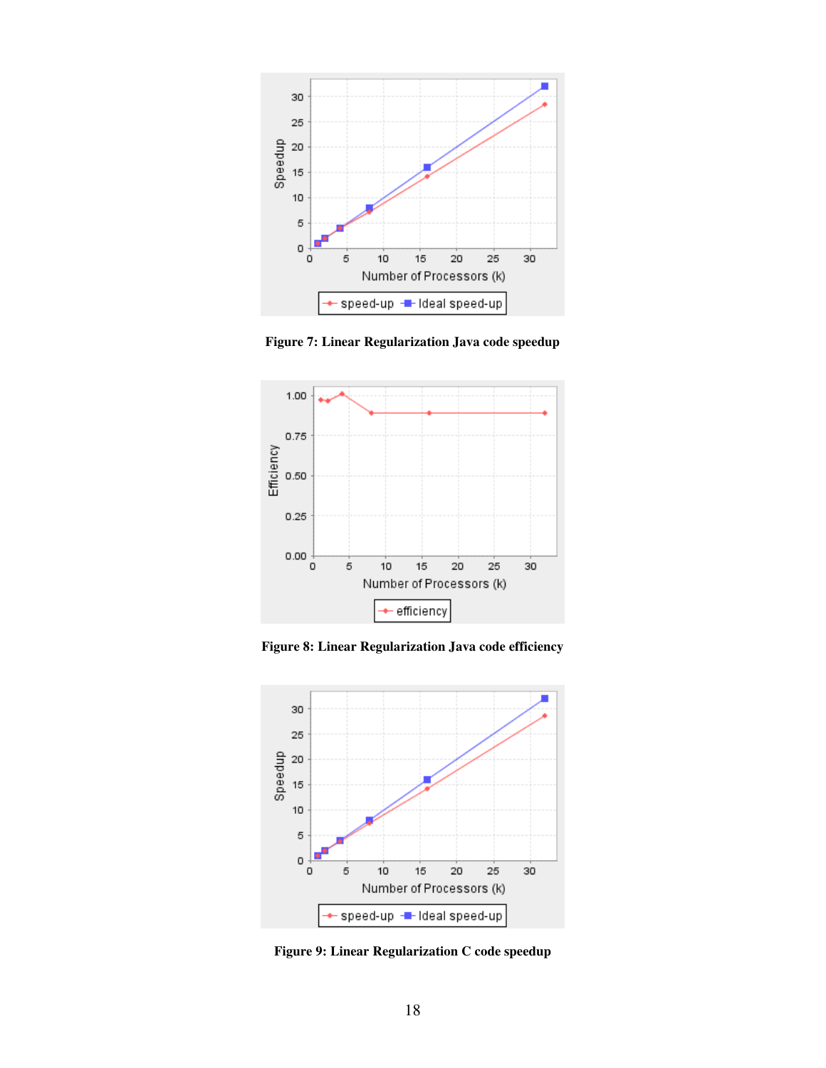30
25
20
15
10
5
0
Speedup
0 5 10 15 20 25 30
Number of Processors (k)
speed-up Ideal speed-up

Figure 7: Linear Regularization Java code speedup

1.00
0.75
0.50
0.25
0.00
Efficiency
0 5 10 15 20 25 30
Number of Processors (k)
efficiency

Figure 8: Linear Regularization Java code efficiency

30
25
20
15
10
5
0
Speedup
0 5 10 15 20 25 30
Number of Processors (k)
speed-up Ideal speed-up

Figure 9: Linear Regularization C code speedup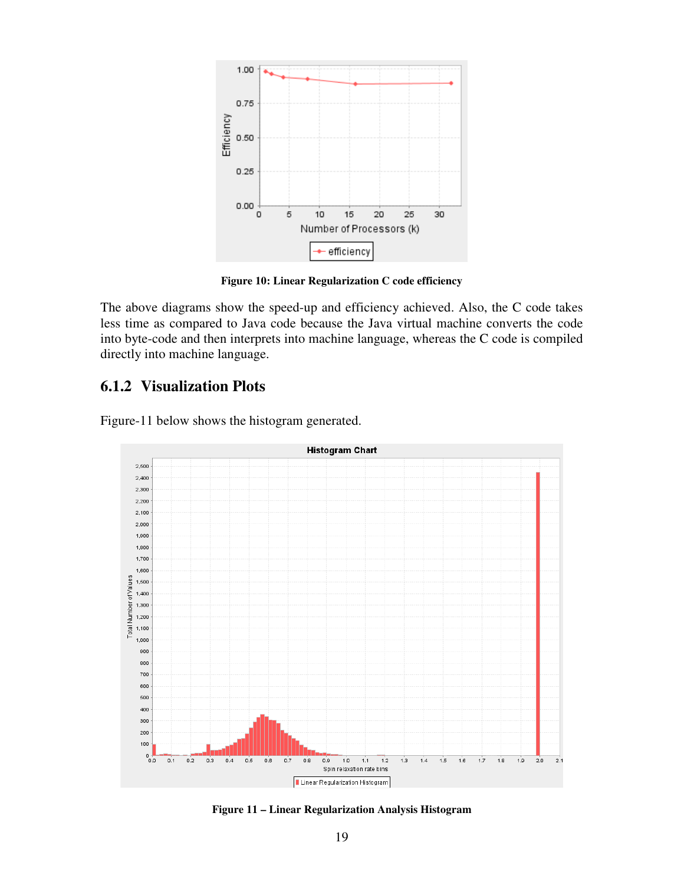1.00
0.75
0.50
0.25
0.00
Efficiency
0 5 10 15 20 25 30
Number of Processors (k)
efficiency

**Figure 10: Linear Regularization C code efficiency**

The above diagrams show the speed-up and efficiency achieved. Also, the C code takes less time as compared to Java code because the Java virtual machine converts the code into byte-code and then interprets into machine language, whereas the C code is compiled directly into machine language.

### 6.1.2 Visualization Plots

Figure-11 below shows the histogram generated.

Histogram Chart
Total Number of Values
2,500
2,400
2,300
2,200
2,100
2,000
1,900
1,800
1,700
1,600
1,500
1,400
1,300
1,200
1,100
1,000
900
800
700
600
500
400
300
200
100
0
0.0 0.1 0.2 0.3 0.4 0.5 0.6 0.7 0.8 0.9 1.0 1.1 1.2 1.3 1.4 1.5 1.6 1.7 1.8 1.9 2.0 2.1
Spin relaxation rate bins
Linear Regularization Histogram

**Figure 11 – Linear Regularization Analysis Histogram**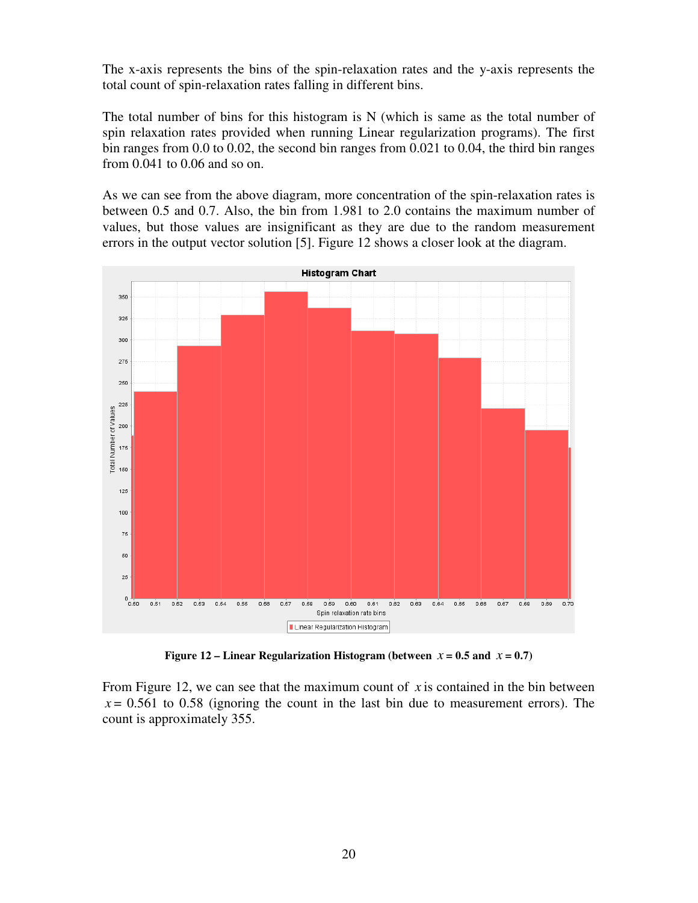The x-axis represents the bins of the spin-relaxation rates and the y-axis represents the total count of spin-relaxation rates falling in different bins.

The total number of bins for this histogram is N (which is same as the total number of spin relaxation rates provided when running Linear regularization programs). The first bin ranges from 0.0 to 0.02, the second bin ranges from 0.021 to 0.04, the third bin ranges from 0.041 to 0.06 and so on.

As we can see from the above diagram, more concentration of the spin-relaxation rates is between 0.5 and 0.7. Also, the bin from 1.981 to 2.0 contains the maximum number of values, but those values are insignificant as they are due to the random measurement errors in the output vector solution [5]. Figure 12 shows a closer look at the diagram.

Histogram Chart

Total Number of Values

0
25
50
75
100
125
150
175
200
225
250
275
300
325
350

0.50 0.51 0.52 0.53 0.54 0.55 0.56 0.57 0.58 0.59 0.60 0.61 0.62 0.63 0.64 0.65 0.66 0.67 0.68 0.69 0.70

Spin relaxation rate bins

Linear Regularization Histogram

**Figure 12 – Linear Regularization Histogram (between $x = 0.5$ and $x = 0.7$)**

From Figure 12, we can see that the maximum count of $x$ is contained in the bin between $x = 0.561$ to 0.58 (ignoring the count in the last bin due to measurement errors). The count is approximately 355.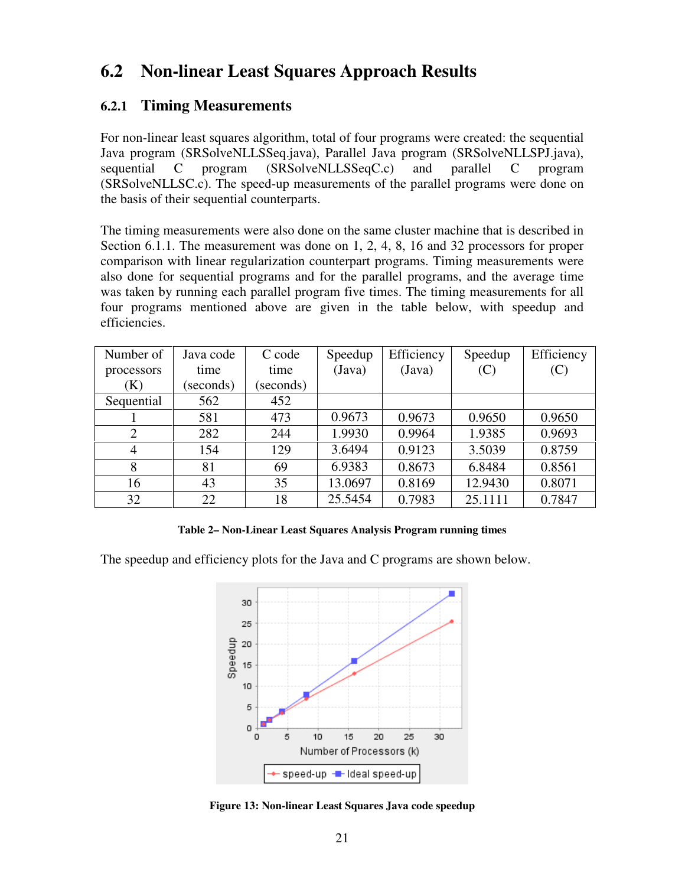## 6.2 Non-linear Least Squares Approach Results

### 6.2.1 Timing Measurements

For non-linear least squares algorithm, total of four programs were created: the sequential Java program (SRSolveNLLSSeq.java), Parallel Java program (SRSolveNLLSPJ.java), sequential C program (SRSolveNLLSSeqC.c) and parallel C program (SRSolveNLLSC.c). The speed-up measurements of the parallel programs were done on the basis of their sequential counterparts.

The timing measurements were also done on the same cluster machine that is described in Section 6.1.1. The measurement was done on 1, 2, 4, 8, 16 and 32 processors for proper comparison with linear regularization counterpart programs. Timing measurements were also done for sequential programs and for the parallel programs, and the average time was taken by running each parallel program five times. The timing measurements for all four programs mentioned above are given in the table below, with speedup and efficiencies.

| Number of processors (K) | Java code time (seconds) | C code time (seconds) | Speedup (Java) | Efficiency (Java) | Speedup (C) | Efficiency (C) |
|---|---|---|---|---|---|---|
| Sequential | 562 | 452 | | | | |
| 1 | 581 | 473 | 0.9673 | 0.9673 | 0.9650 | 0.9650 |
| 2 | 282 | 244 | 1.9930 | 0.9964 | 1.9385 | 0.9693 |
| 4 | 154 | 129 | 3.6494 | 0.9123 | 3.5039 | 0.8759 |
| 8 | 81 | 69 | 6.9383 | 0.8673 | 6.8484 | 0.8561 |
| 16 | 43 | 35 | 13.0697 | 0.8169 | 12.9430 | 0.8071 |
| 32 | 22 | 18 | 25.5454 | 0.7983 | 25.1111 | 0.7847 |

**Table 2– Non-Linear Least Squares Analysis Program running times**

The speedup and efficiency plots for the Java and C programs are shown below.

Speedup
0 5 10 15 20 25 30
Number of Processors (k)
speed-up
Ideal speed-up

**Figure 13: Non-linear Least Squares Java code speedup**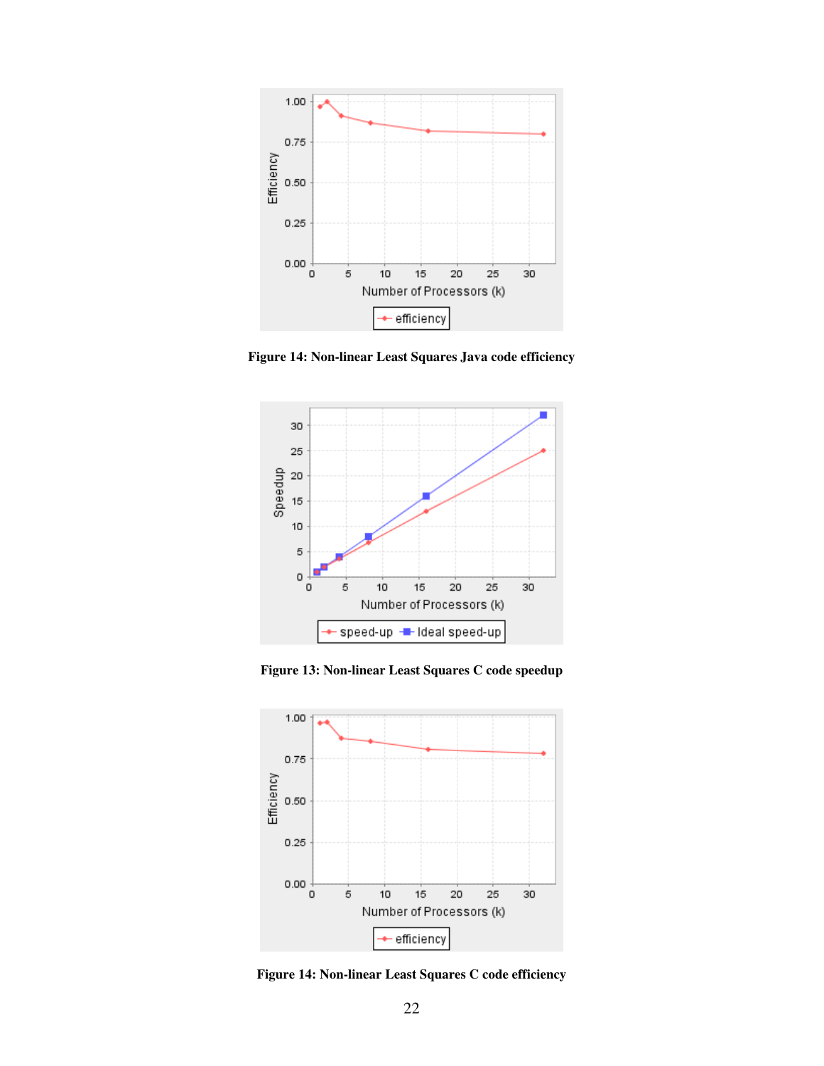1.00
0.75
0.50
0.25
0.00
Efficiency
0 5 10 15 20 25 30
Number of Processors (k)
efficiency

**Figure 14: Non-linear Least Squares Java code efficiency**

30
25
20
15
10
5
0
Speedup
0 5 10 15 20 25 30
Number of Processors (k)
speed-up
Ideal speed-up

**Figure 13: Non-linear Least Squares C code speedup**

1.00
0.75
0.50
0.25
0.00
Efficiency
0 5 10 15 20 25 30
Number of Processors (k)
efficiency

**Figure 14: Non-linear Least Squares C code efficiency**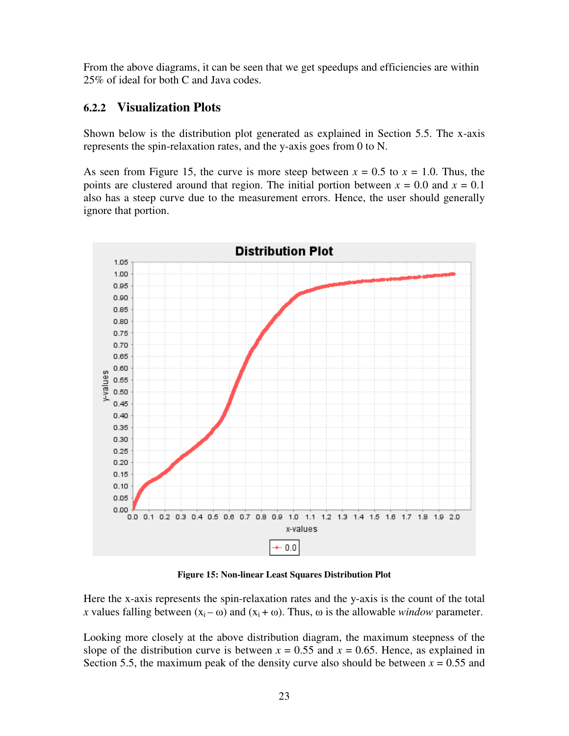From the above diagrams, it can be seen that we get speedups and efficiencies are within 25% of ideal for both C and Java codes.

### 6.2.2 Visualization Plots

Shown below is the distribution plot generated as explained in Section 5.5. The x-axis represents the spin-relaxation rates, and the y-axis goes from 0 to N.

As seen from Figure 15, the curve is more steep between $x$ = 0.5 to $x$ = 1.0. Thus, the points are clustered around that region. The initial portion between $x$ = 0.0 and $x$ = 0.1 also has a steep curve due to the measurement errors. Hence, the user should generally ignore that portion.

Distribution Plot

y-values

1.05
1.00
0.95
0.90
0.85
0.80
0.75
0.70
0.65
0.60
0.55
0.50
0.45
0.40
0.35
0.30
0.25
0.20
0.15
0.10
0.05
0.00

0.0 0.1 0.2 0.3 0.4 0.5 0.6 0.7 0.8 0.9 1.0 1.1 1.2 1.3 1.4 1.5 1.6 1.7 1.8 1.9 2.0

x-values

0.0

**Figure 15: Non-linear Least Squares Distribution Plot**

Here the x-axis represents the spin-relaxation rates and the y-axis is the count of the total $x$ values falling between ($x_i - \omega$) and ($x_i + \omega$). Thus, $\omega$ is the allowable *window* parameter.

Looking more closely at the above distribution diagram, the maximum steepness of the slope of the distribution curve is between $x$ = 0.55 and $x$ = 0.65. Hence, as explained in Section 5.5, the maximum peak of the density curve also should be between $x$ = 0.55 and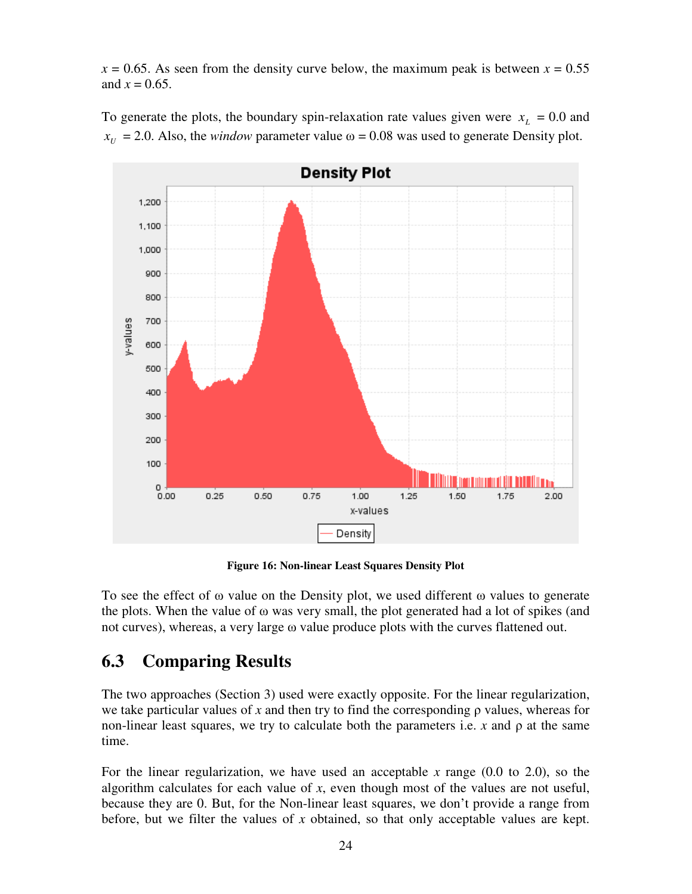$x = 0.65$. As seen from the density curve below, the maximum peak is between $x = 0.55$ and $x = 0.65$.

To generate the plots, the boundary spin-relaxation rate values given were $x_L = 0.0$ and $x_U = 2.0$. Also, the *window* parameter value $\omega = 0.08$ was used to generate Density plot.

Density Plot

y-values

1,200
1,100
1,000
900
800
700
600
500
400
300
200
100
0

0.00 0.25 0.50 0.75 1.00 1.25 1.50 1.75 2.00

x-values

Density

**Figure 16: Non-linear Least Squares Density Plot**

To see the effect of $\omega$ value on the Density plot, we used different $\omega$ values to generate the plots. When the value of $\omega$ was very small, the plot generated had a lot of spikes (and not curves), whereas, a very large $\omega$ value produce plots with the curves flattened out.

## 6.3 Comparing Results

The two approaches (Section 3) used were exactly opposite. For the linear regularization, we take particular values of $x$ and then try to find the corresponding $\rho$ values, whereas for non-linear least squares, we try to calculate both the parameters i.e. $x$ and $\rho$ at the same time.

For the linear regularization, we have used an acceptable $x$ range (0.0 to 2.0), so the algorithm calculates for each value of $x$, even though most of the values are not useful, because they are 0. But, for the Non-linear least squares, we don't provide a range from before, but we filter the values of $x$ obtained, so that only acceptable values are kept.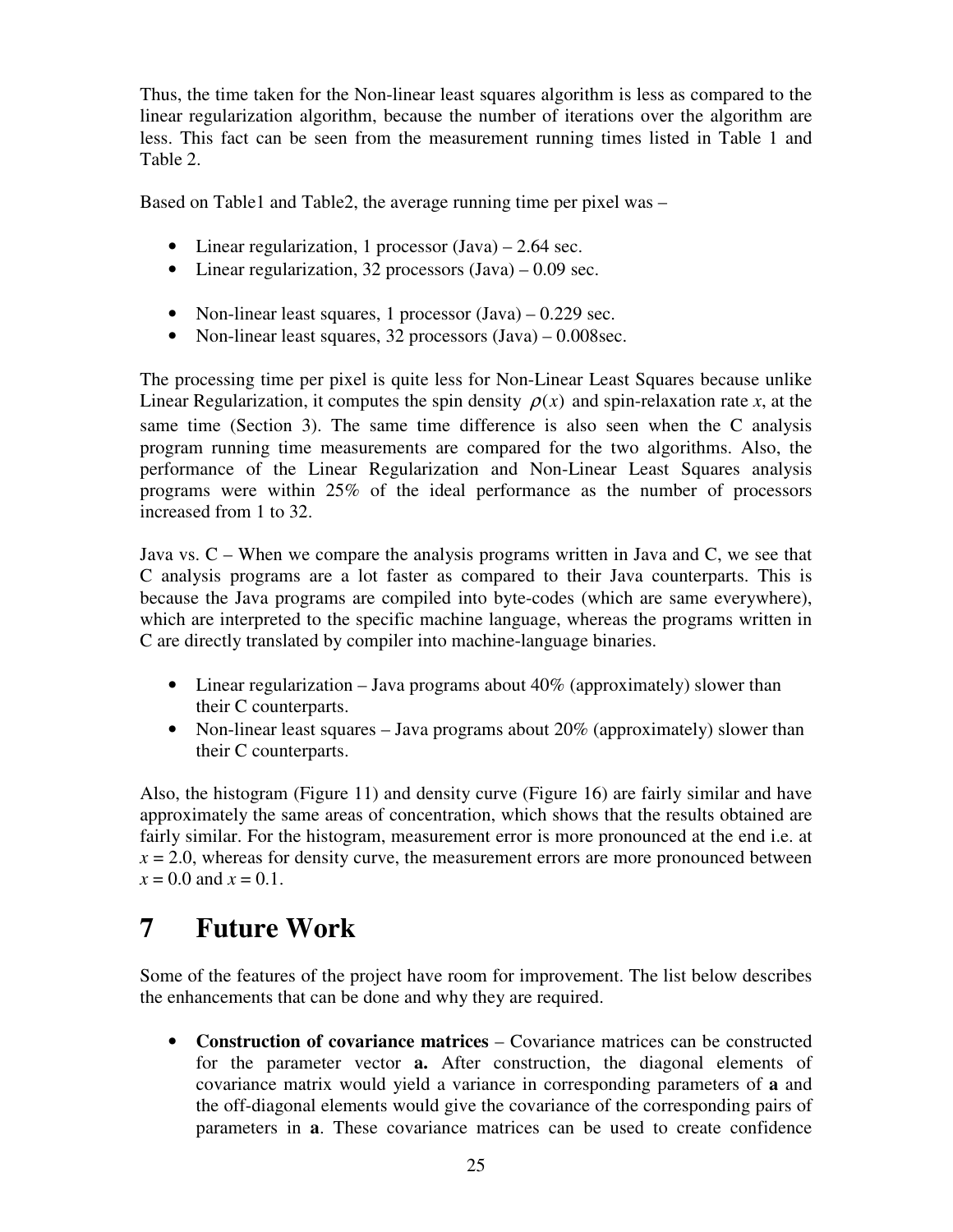Thus, the time taken for the Non-linear least squares algorithm is less as compared to the linear regularization algorithm, because the number of iterations over the algorithm are less. This fact can be seen from the measurement running times listed in Table 1 and Table 2.

Based on Table1 and Table2, the average running time per pixel was –

- Linear regularization, 1 processor (Java) – 2.64 sec.
- Linear regularization, 32 processors (Java) – 0.09 sec.

- Non-linear least squares, 1 processor (Java) – 0.229 sec.
- Non-linear least squares, 32 processors (Java) – 0.008sec.

The processing time per pixel is quite less for Non-Linear Least Squares because unlike Linear Regularization, it computes the spin density $\rho(x)$ and spin-relaxation rate $x$, at the same time (Section 3). The same time difference is also seen when the C analysis program running time measurements are compared for the two algorithms. Also, the performance of the Linear Regularization and Non-Linear Least Squares analysis programs were within 25% of the ideal performance as the number of processors increased from 1 to 32.

Java vs. C – When we compare the analysis programs written in Java and C, we see that C analysis programs are a lot faster as compared to their Java counterparts. This is because the Java programs are compiled into byte-codes (which are same everywhere), which are interpreted to the specific machine language, whereas the programs written in C are directly translated by compiler into machine-language binaries.

- Linear regularization – Java programs about 40% (approximately) slower than their C counterparts.
- Non-linear least squares – Java programs about 20% (approximately) slower than their C counterparts.

Also, the histogram (Figure 11) and density curve (Figure 16) are fairly similar and have approximately the same areas of concentration, which shows that the results obtained are fairly similar. For the histogram, measurement error is more pronounced at the end i.e. at $x = 2.0$, whereas for density curve, the measurement errors are more pronounced between $x = 0.0$ and $x = 0.1$.

# 7 Future Work

Some of the features of the project have room for improvement. The list below describes the enhancements that can be done and why they are required.

- **Construction of covariance matrices** – Covariance matrices can be constructed for the parameter vector **a.** After construction, the diagonal elements of covariance matrix would yield a variance in corresponding parameters of **a** and the off-diagonal elements would give the covariance of the corresponding pairs of parameters in **a**. These covariance matrices can be used to create confidence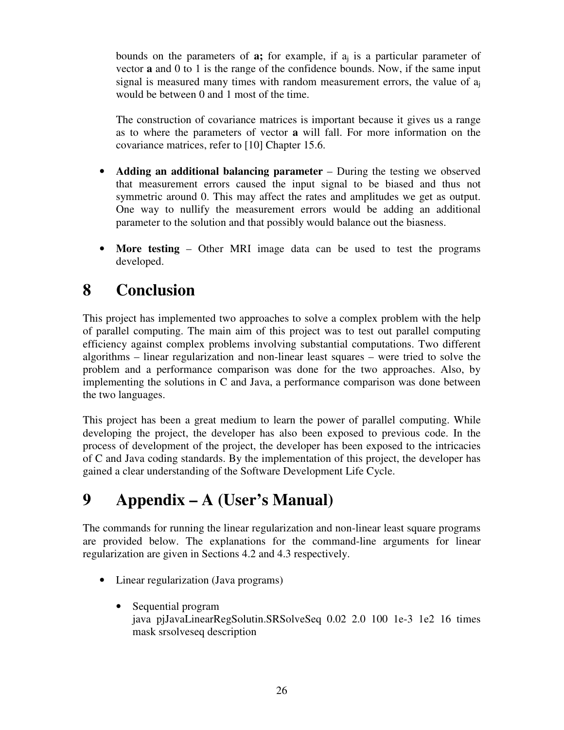bounds on the parameters of **a;** for example, if $a_j$ is a particular parameter of vector **a** and 0 to 1 is the range of the confidence bounds. Now, if the same input signal is measured many times with random measurement errors, the value of $a_j$ would be between 0 and 1 most of the time.

The construction of covariance matrices is important because it gives us a range as to where the parameters of vector **a** will fall. For more information on the covariance matrices, refer to [10] Chapter 15.6.

- **Adding an additional balancing parameter** – During the testing we observed that measurement errors caused the input signal to be biased and thus not symmetric around 0. This may affect the rates and amplitudes we get as output. One way to nullify the measurement errors would be adding an additional parameter to the solution and that possibly would balance out the biasness.

- **More testing** – Other MRI image data can be used to test the programs developed.

# 8 Conclusion

This project has implemented two approaches to solve a complex problem with the help of parallel computing. The main aim of this project was to test out parallel computing efficiency against complex problems involving substantial computations. Two different algorithms – linear regularization and non-linear least squares – were tried to solve the problem and a performance comparison was done for the two approaches. Also, by implementing the solutions in C and Java, a performance comparison was done between the two languages.

This project has been a great medium to learn the power of parallel computing. While developing the project, the developer has also been exposed to previous code. In the process of development of the project, the developer has been exposed to the intricacies of C and Java coding standards. By the implementation of this project, the developer has gained a clear understanding of the Software Development Life Cycle.

# 9 Appendix – A (User's Manual)

The commands for running the linear regularization and non-linear least square programs are provided below. The explanations for the command-line arguments for linear regularization are given in Sections 4.2 and 4.3 respectively.

- Linear regularization (Java programs)

  - Sequential program
    java pjJavaLinearRegSolutin.SRSolveSeq 0.02 2.0 100 1e-3 1e2 16 times mask srsolveseq description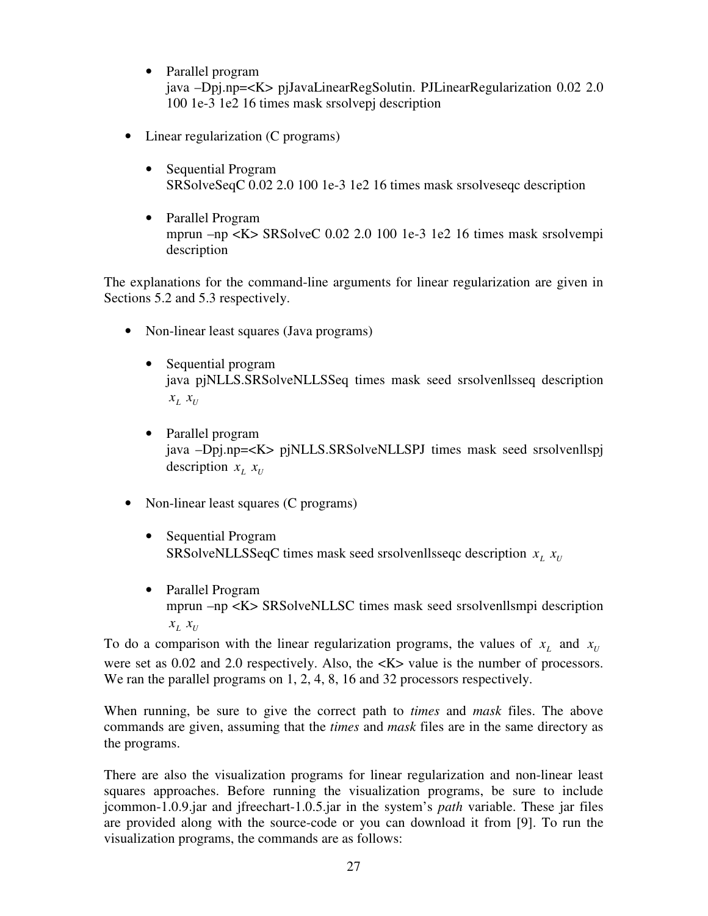- Parallel program
  java –Dpj.np=<K> pjJavaLinearRegSolutin. PJLinearRegularization 0.02 2.0 100 1e-3 1e2 16 times mask srsolvepj description

- Linear regularization (C programs)

  - Sequential Program
    SRSolveSeqC 0.02 2.0 100 1e-3 1e2 16 times mask srsolveseqc description

  - Parallel Program
    mprun –np <K> SRSolveC 0.02 2.0 100 1e-3 1e2 16 times mask srsolvempi description

The explanations for the command-line arguments for linear regularization are given in Sections 5.2 and 5.3 respectively.

- Non-linear least squares (Java programs)

  - Sequential program
    java pjNLLS.SRSolveNLLSSeq times mask seed srsolvenllsseq description $x_L$ $x_U$

  - Parallel program
    java –Dpj.np=<K> pjNLLS.SRSolveNLLSPJ times mask seed srsolvenllspj description $x_L$ $x_U$

- Non-linear least squares (C programs)

  - Sequential Program
    SRSolveNLLSSeqC times mask seed srsolvenllsseqc description $x_L$ $x_U$

  - Parallel Program
    mprun –np <K> SRSolveNLLSC times mask seed srsolvenllsmpi description $x_L$ $x_U$

To do a comparison with the linear regularization programs, the values of $x_L$ and $x_U$ were set as 0.02 and 2.0 respectively. Also, the <K> value is the number of processors. We ran the parallel programs on 1, 2, 4, 8, 16 and 32 processors respectively.

When running, be sure to give the correct path to *times* and *mask* files. The above commands are given, assuming that the *times* and *mask* files are in the same directory as the programs.

There are also the visualization programs for linear regularization and non-linear least squares approaches. Before running the visualization programs, be sure to include jcommon-1.0.9.jar and jfreechart-1.0.5.jar in the system's *path* variable. These jar files are provided along with the source-code or you can download it from [9]. To run the visualization programs, the commands are as follows: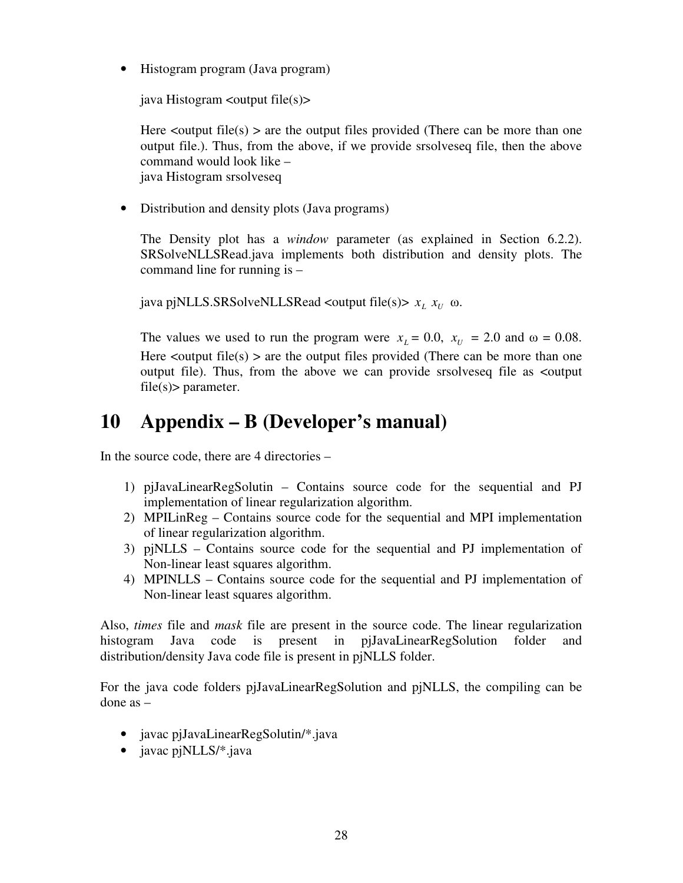- Histogram program (Java program)

  java Histogram <output file(s)>

  Here <output file(s) > are the output files provided (There can be more than one output file.). Thus, from the above, if we provide srsolveseq file, then the above command would look like –
  java Histogram srsolveseq

- Distribution and density plots (Java programs)

  The Density plot has a *window* parameter (as explained in Section 6.2.2). SRSolveNLLSRead.java implements both distribution and density plots. The command line for running is –

  java pjNLLS.SRSolveNLLSRead <output file(s)> $x_L$ $x_U$ ω.

  The values we used to run the program were $x_L = 0.0$, $x_U = 2.0$ and ω = 0.08. Here <output file(s) > are the output files provided (There can be more than one output file). Thus, from the above we can provide srsolveseq file as <output file(s)> parameter.

# 10 Appendix – B (Developer's manual)

In the source code, there are 4 directories –

1) pjJavaLinearRegSolutin – Contains source code for the sequential and PJ implementation of linear regularization algorithm.
2) MPILinReg – Contains source code for the sequential and MPI implementation of linear regularization algorithm.
3) pjNLLS – Contains source code for the sequential and PJ implementation of Non-linear least squares algorithm.
4) MPINLLS – Contains source code for the sequential and PJ implementation of Non-linear least squares algorithm.

Also, *times* file and *mask* file are present in the source code. The linear regularization histogram Java code is present in pjJavaLinearRegSolution folder and distribution/density Java code file is present in pjNLLS folder.

For the java code folders pjJavaLinearRegSolution and pjNLLS, the compiling can be done as –

- javac pjJavaLinearRegSolutin/*.java
- javac pjNLLS/*.java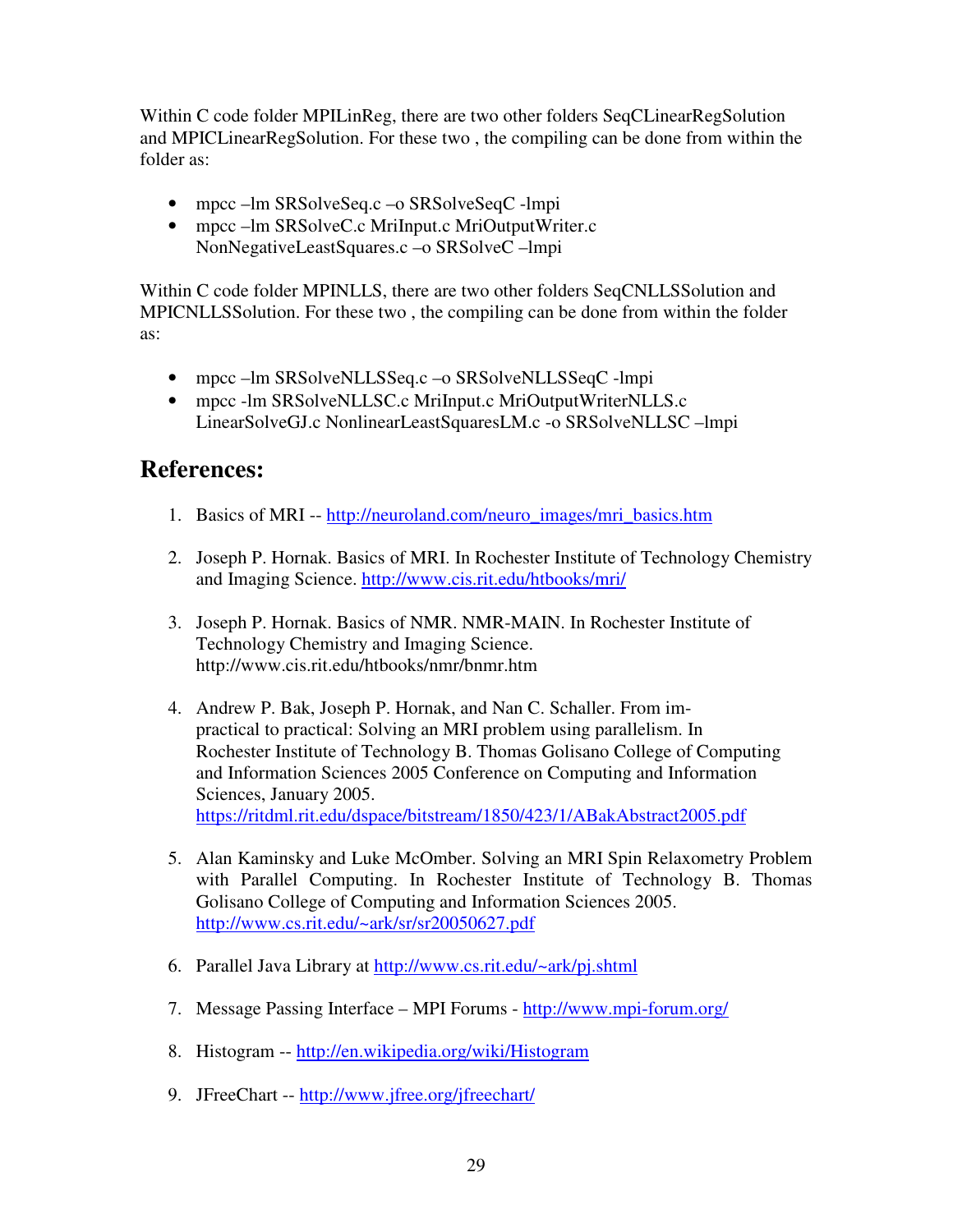Within C code folder MPILinReg, there are two other folders SeqCLinearRegSolution and MPICLinearRegSolution. For these two , the compiling can be done from within the folder as:

- mpcc –lm SRSolveSeq.c –o SRSolveSeqC -lmpi
- mpcc –lm SRSolveC.c MriInput.c MriOutputWriter.c NonNegativeLeastSquares.c –o SRSolveC –lmpi

Within C code folder MPINLLS, there are two other folders SeqCNLLSSolution and MPICNLLSSolution. For these two , the compiling can be done from within the folder as:

- mpcc –lm SRSolveNLLSSeq.c –o SRSolveNLLSSeqC -lmpi
- mpcc -lm SRSolveNLLSC.c MriInput.c MriOutputWriterNLLS.c LinearSolveGJ.c NonlinearLeastSquaresLM.c -o SRSolveNLLSC –lmpi

## References:

1. Basics of MRI -- http://neuroland.com/neuro_images/mri_basics.htm

2. Joseph P. Hornak. Basics of MRI. In Rochester Institute of Technology Chemistry and Imaging Science. http://www.cis.rit.edu/htbooks/mri/

3. Joseph P. Hornak. Basics of NMR. NMR-MAIN. In Rochester Institute of Technology Chemistry and Imaging Science. http://www.cis.rit.edu/htbooks/nmr/bnmr.htm

4. Andrew P. Bak, Joseph P. Hornak, and Nan C. Schaller. From im-practical to practical: Solving an MRI problem using parallelism. In Rochester Institute of Technology B. Thomas Golisano College of Computing and Information Sciences 2005 Conference on Computing and Information Sciences, January 2005. https://ritdml.rit.edu/dspace/bitstream/1850/423/1/ABakAbstract2005.pdf

5. Alan Kaminsky and Luke McOmber. Solving an MRI Spin Relaxometry Problem with Parallel Computing. In Rochester Institute of Technology B. Thomas Golisano College of Computing and Information Sciences 2005. http://www.cs.rit.edu/~ark/sr/sr20050627.pdf

6. Parallel Java Library at http://www.cs.rit.edu/~ark/pj.shtml

7. Message Passing Interface – MPI Forums - http://www.mpi-forum.org/

8. Histogram -- http://en.wikipedia.org/wiki/Histogram

9. JFreeChart -- http://www.jfree.org/jfreechart/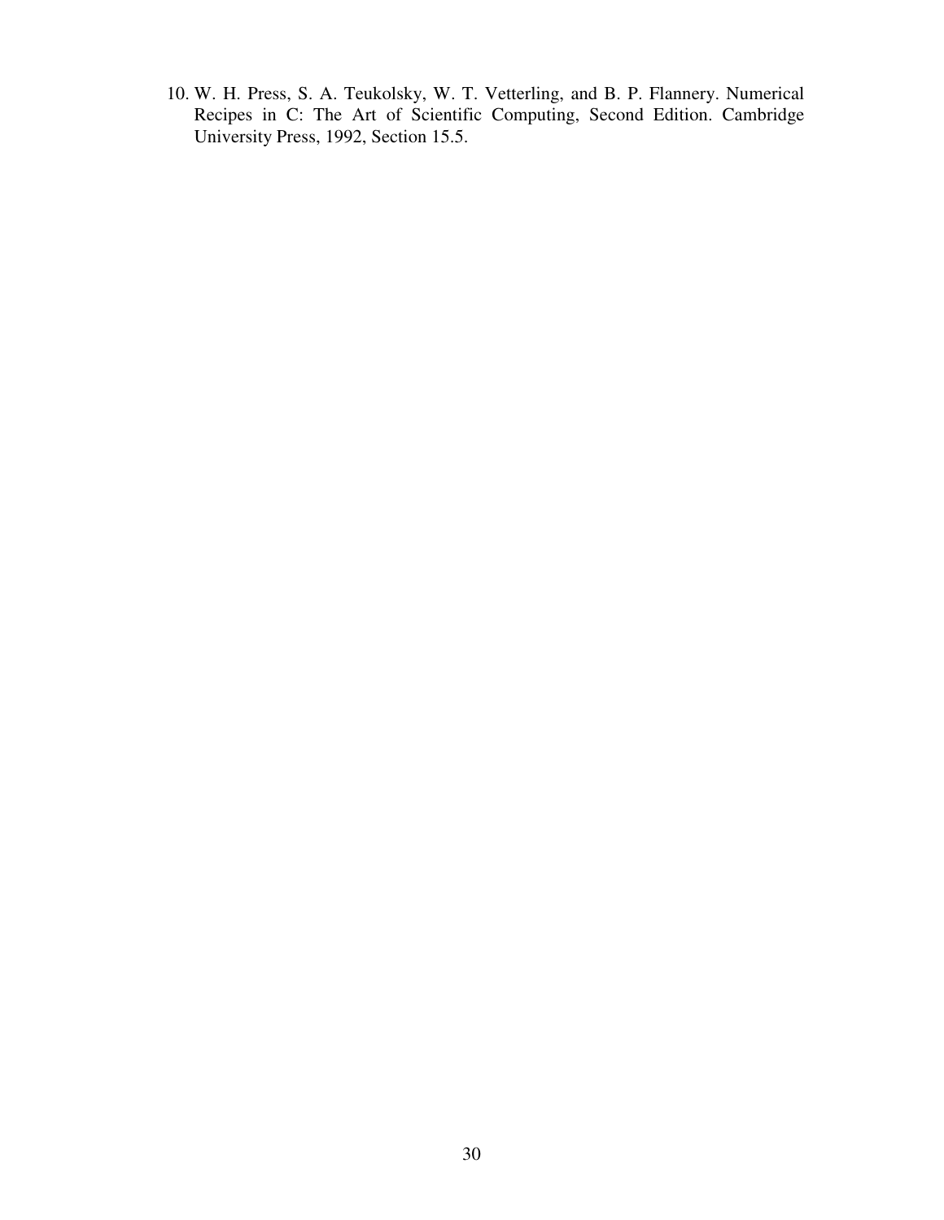10. W. H. Press, S. A. Teukolsky, W. T. Vetterling, and B. P. Flannery. Numerical Recipes in C: The Art of Scientific Computing, Second Edition. Cambridge University Press, 1992, Section 15.5.